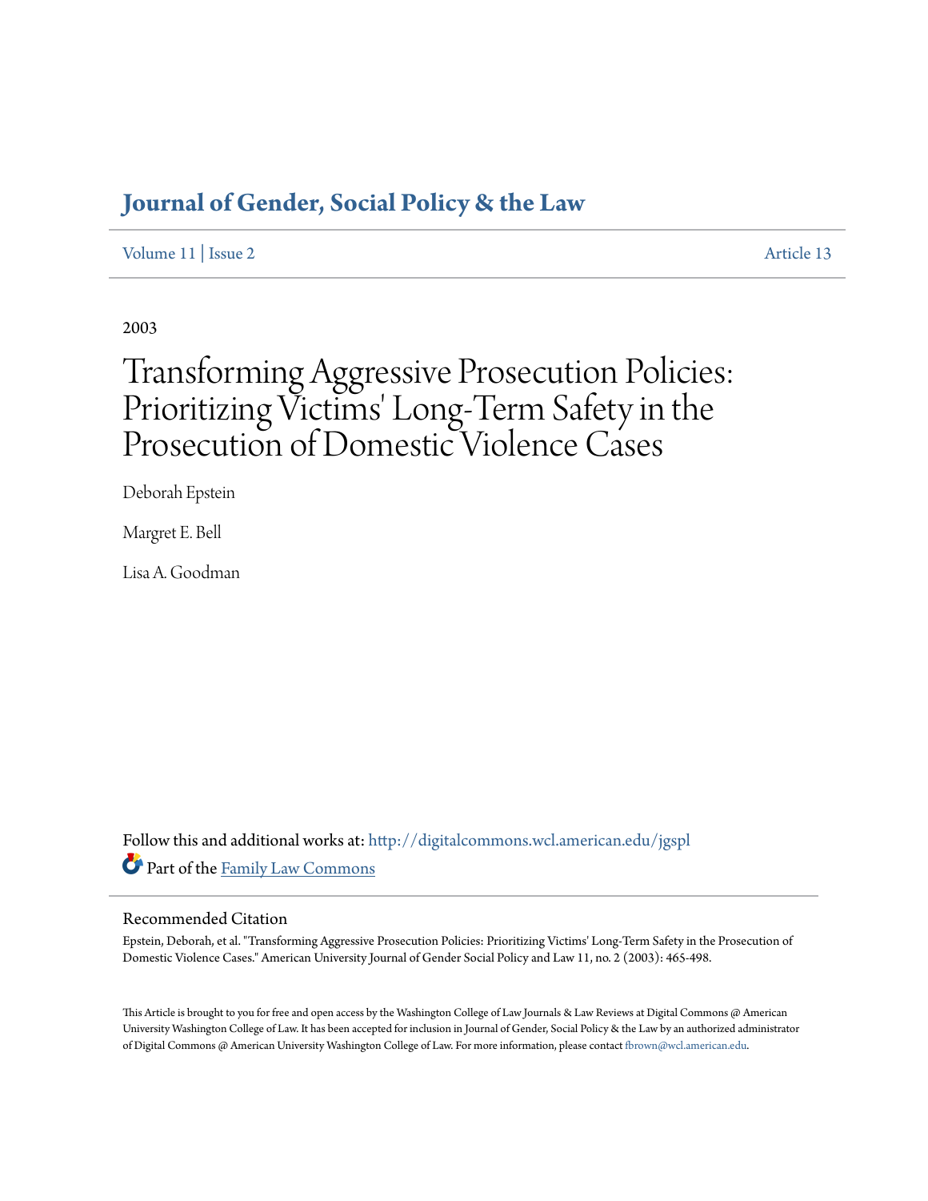# Journal of Gender, Social Policy & the Law

Volume 11 | Issue 2 — Article 13

2003

# Transforming Aggressive Prosecution Policies: Prioritizing Victims' Long-Term Safety in the Prosecution of Domestic Violence Cases

Deborah Epstein

Margret E. Bell

Lisa A. Goodman

Follow this and additional works at: http://digitalcommons.wcl.american.edu/jgspl

Part of the Family Law Commons

## Recommended Citation

Epstein, Deborah, et al. "Transforming Aggressive Prosecution Policies: Prioritizing Victims' Long-Term Safety in the Prosecution of Domestic Violence Cases." American University Journal of Gender Social Policy and Law 11, no. 2 (2003): 465-498.

This Article is brought to you for free and open access by the Washington College of Law Journals & Law Reviews at Digital Commons @ American University Washington College of Law. It has been accepted for inclusion in Journal of Gender, Social Policy & the Law by an authorized administrator of Digital Commons @ American University Washington College of Law. For more information, please contact fbrown@wcl.american.edu.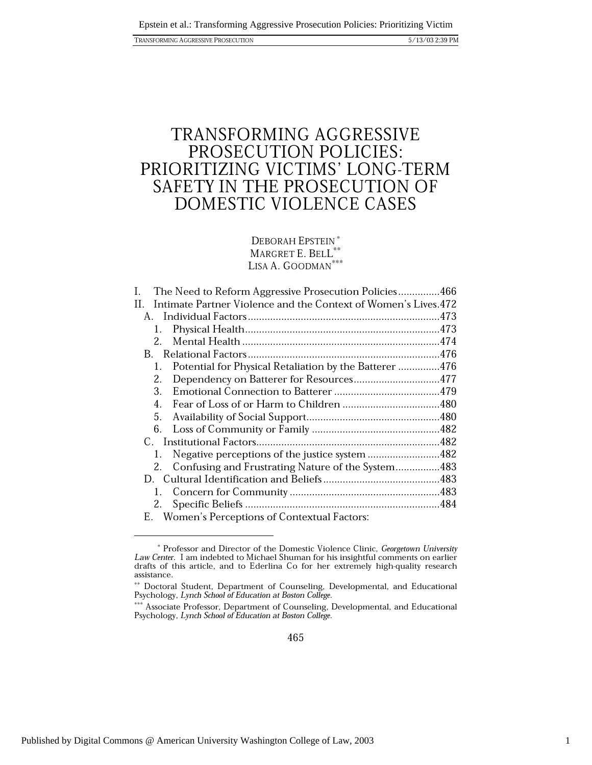# TRANSFORMING AGGRESSIVE PROSECUTION POLICIES: PRIORITIZING VICTIMS' LONG-TERM SAFETY IN THE PROSECUTION OF DOMESTIC VIOLENCE CASES

DEBORAH EPSTEIN[*]
MARGRET E. BELL[**]
LISA A. GOODMAN[***]

I. The Need to Reform Aggressive Prosecution Policies ..............466
II. Intimate Partner Violence and the Context of Women's Lives.472
  A. Individual Factors ....................................................................473
    1. Physical Health......................................................................473
    2. Mental Health .......................................................................474
  B. Relational Factors ....................................................................476
    1. Potential for Physical Retaliation by the Batterer ...............476
    2. Dependency on Batterer for Resources...............................477
    3. Emotional Connection to Batterer ......................................479
    4. Fear of Loss of or Harm to Children ...................................480
    5. Availability of Social Support................................................480
    6. Loss of Community or Family ..............................................482
  C. Institutional Factors..................................................................482
    1. Negative perceptions of the justice system ..........................482
    2. Confusing and Frustrating Nature of the System................483
  D. Cultural Identification and Beliefs ..........................................483
    1. Concern for Community ......................................................483
    2. Specific Beliefs ......................................................................484
  E. Women's Perceptions of Contextual Factors:

---

[*] Professor and Director of the Domestic Violence Clinic, *Georgetown University Law Center*. I am indebted to Michael Shuman for his insightful comments on earlier drafts of this article, and to Ederlina Co for her extremely high-quality research assistance.

[**] Doctoral Student, Department of Counseling, Developmental, and Educational Psychology, *Lynch School of Education at Boston College*.

[***] Associate Professor, Department of Counseling, Developmental, and Educational Psychology, *Lynch School of Education at Boston College*.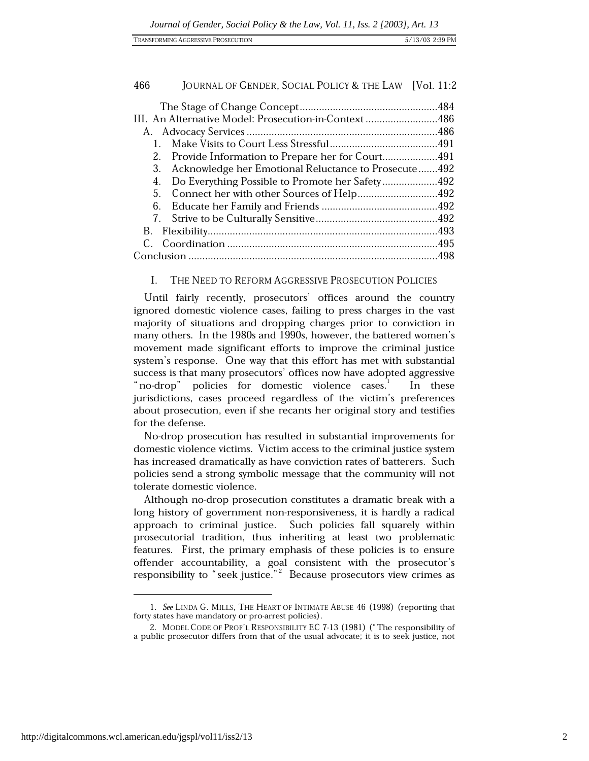The Stage of Change Concept ....................................................484
III. An Alternative Model: Prosecution-in-Context ..........................486
A. Advocacy Services .....................................................................486
1. Make Visits to Court Less Stressful .......................................491
2. Provide Information to Prepare her for Court ....................491
3. Acknowledge her Emotional Reluctance to Prosecute .......492
4. Do Everything Possible to Promote her Safety ....................492
5. Connect her with other Sources of Help .............................492
6. Educate her Family and Friends ..........................................492
7. Strive to be Culturally Sensitive ............................................492
B. Flexibility ....................................................................................493
C. Coordination ..............................................................................495
Conclusion ..........................................................................................498

## I. THE NEED TO REFORM AGGRESSIVE PROSECUTION POLICIES

Until fairly recently, prosecutors' offices around the country ignored domestic violence cases, failing to press charges in the vast majority of situations and dropping charges prior to conviction in many others. In the 1980s and 1990s, however, the battered women's movement made significant efforts to improve the criminal justice system's response. One way that this effort has met with substantial success is that many prosecutors' offices now have adopted aggressive "no-drop" policies for domestic violence cases.[1] In these jurisdictions, cases proceed regardless of the victim's preferences about prosecution, even if she recants her original story and testifies for the defense.

No-drop prosecution has resulted in substantial improvements for domestic violence victims. Victim access to the criminal justice system has increased dramatically as have conviction rates of batterers. Such policies send a strong symbolic message that the community will not tolerate domestic violence.

Although no-drop prosecution constitutes a dramatic break with a long history of government non-responsiveness, it is hardly a radical approach to criminal justice. Such policies fall squarely within prosecutorial tradition, thus inheriting at least two problematic features. First, the primary emphasis of these policies is to ensure offender accountability, a goal consistent with the prosecutor's responsibility to "seek justice."[2] Because prosecutors view crimes as

---

1. *See* LINDA G. MILLS, THE HEART OF INTIMATE ABUSE 46 (1998) (reporting that forty states have mandatory or pro-arrest policies).

2. MODEL CODE OF PROF'L RESPONSIBILITY EC 7-13 (1981) ("The responsibility of a public prosecutor differs from that of the usual advocate; it is to seek justice, not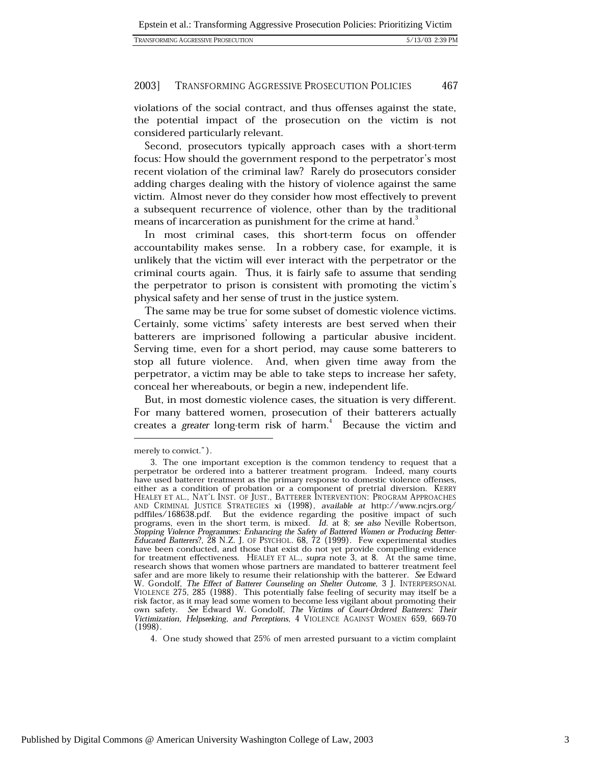violations of the social contract, and thus offenses against the state, the potential impact of the prosecution on the victim is not considered particularly relevant.

Second, prosecutors typically approach cases with a short-term focus: How should the government respond to the perpetrator's most recent violation of the criminal law? Rarely do prosecutors consider adding charges dealing with the history of violence against the same victim. Almost never do they consider how most effectively to prevent a subsequent recurrence of violence, other than by the traditional means of incarceration as punishment for the crime at hand.[3]

In most criminal cases, this short-term focus on offender accountability makes sense. In a robbery case, for example, it is unlikely that the victim will ever interact with the perpetrator or the criminal courts again. Thus, it is fairly safe to assume that sending the perpetrator to prison is consistent with promoting the victim's physical safety and her sense of trust in the justice system.

The same may be true for some subset of domestic violence victims. Certainly, some victims' safety interests are best served when their batterers are imprisoned following a particular abusive incident. Serving time, even for a short period, may cause some batterers to stop all future violence. And, when given time away from the perpetrator, a victim may be able to take steps to increase her safety, conceal her whereabouts, or begin a new, independent life.

But, in most domestic violence cases, the situation is very different. For many battered women, prosecution of their batterers actually creates a *greater* long-term risk of harm.[4] Because the victim and

---

merely to convict.").

3. The one important exception is the common tendency to request that a perpetrator be ordered into a batterer treatment program. Indeed, many courts have used batterer treatment as the primary response to domestic violence offenses, either as a condition of probation or a component of pretrial diversion. KERRY HEALEY ET AL., NAT'L INST. OF JUST., BATTERER INTERVENTION: PROGRAM APPROACHES AND CRIMINAL JUSTICE STRATEGIES xi (1998), *available at* http://www.ncjrs.org/pdffiles/168638.pdf. But the evidence regarding the positive impact of such programs, even in the short term, is mixed. *Id.* at 8; *see also* Neville Robertson, *Stopping Violence Programmes: Enhancing the Safety of Battered Women or Producing Better-Educated Batterers?*, 28 N.Z. J. OF PSYCHOL. 68, 72 (1999). Few experimental studies have been conducted, and those that exist do not yet provide compelling evidence for treatment effectiveness. HEALEY ET AL., *supra* note 3, at 8. At the same time, research shows that women whose partners are mandated to batterer treatment feel safer and are more likely to resume their relationship with the batterer. *See* Edward W. Gondolf, *The Effect of Batterer Counseling on Shelter Outcome*, 3 J. INTERPERSONAL VIOLENCE 275, 285 (1988). This potentially false feeling of security may itself be a risk factor, as it may lead some women to become less vigilant about promoting their own safety. *See* Edward W. Gondolf, *The Victims of Court-Ordered Batterers: Their Victimization, Helpseeking, and Perceptions*, 4 VIOLENCE AGAINST WOMEN 659, 669-70 (1998).

4. One study showed that 25% of men arrested pursuant to a victim complaint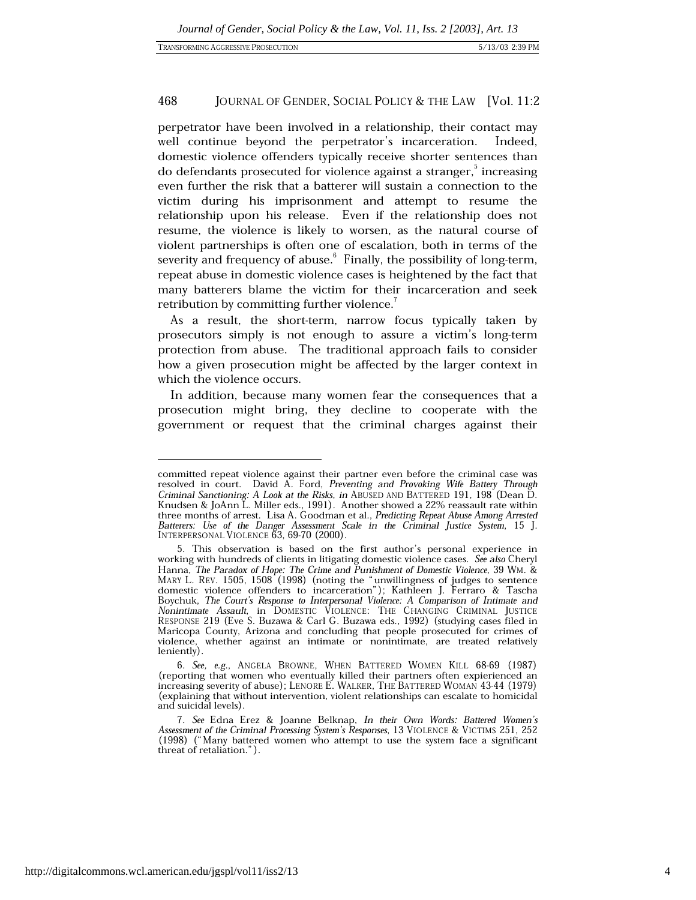perpetrator have been involved in a relationship, their contact may well continue beyond the perpetrator's incarceration. Indeed, domestic violence offenders typically receive shorter sentences than do defendants prosecuted for violence against a stranger,[5] increasing even further the risk that a batterer will sustain a connection to the victim during his imprisonment and attempt to resume the relationship upon his release. Even if the relationship does not resume, the violence is likely to worsen, as the natural course of violent partnerships is often one of escalation, both in terms of the severity and frequency of abuse.[6] Finally, the possibility of long-term, repeat abuse in domestic violence cases is heightened by the fact that many batterers blame the victim for their incarceration and seek retribution by committing further violence.[7]

As a result, the short-term, narrow focus typically taken by prosecutors simply is not enough to assure a victim's long-term protection from abuse. The traditional approach fails to consider how a given prosecution might be affected by the larger context in which the violence occurs.

In addition, because many women fear the consequences that a prosecution might bring, they decline to cooperate with the government or request that the criminal charges against their

---

committed repeat violence against their partner even before the criminal case was resolved in court. David A. Ford, *Preventing and Provoking Wife Battery Through Criminal Sanctioning: A Look at the Risks*, *in* ABUSED AND BATTERED 191, 198 (Dean D. Knudsen & JoAnn L. Miller eds., 1991). Another showed a 22% reassault rate within three months of arrest. Lisa A. Goodman et al., *Predicting Repeat Abuse Among Arrested Batterers: Use of the Danger Assessment Scale in the Criminal Justice System*, 15 J. INTERPERSONAL VIOLENCE 63, 69-70 (2000).

5. This observation is based on the first author's personal experience in working with hundreds of clients in litigating domestic violence cases. *See also* Cheryl Hanna, *The Paradox of Hope: The Crime and Punishment of Domestic Violence*, 39 WM. & MARY L. REV. 1505, 1508 (1998) (noting the "unwillingness of judges to sentence domestic violence offenders to incarceration"); Kathleen J. Ferraro & Tascha Boychuk, *The Court's Response to Interpersonal Violence: A Comparison of Intimate and Nonintimate Assault*, in DOMESTIC VIOLENCE: THE CHANGING CRIMINAL JUSTICE RESPONSE 219 (Eve S. Buzawa & Carl G. Buzawa eds., 1992) (studying cases filed in Maricopa County, Arizona and concluding that people prosecuted for crimes of violence, whether against an intimate or nonintimate, are treated relatively leniently).

6. *See, e.g.*, ANGELA BROWNE, WHEN BATTERED WOMEN KILL 68-69 (1987) (reporting that women who eventually killed their partners often expierienced an increasing severity of abuse); LENORE E. WALKER, THE BATTERED WOMAN 43-44 (1979) (explaining that without intervention, violent relationships can escalate to homicidal and suicidal levels).

7. *See* Edna Erez & Joanne Belknap, *In their Own Words: Battered Women's Assessment of the Criminal Processing System's Responses*, 13 VIOLENCE & VICTIMS 251, 252 (1998) ("Many battered women who attempt to use the system face a significant threat of retaliation.").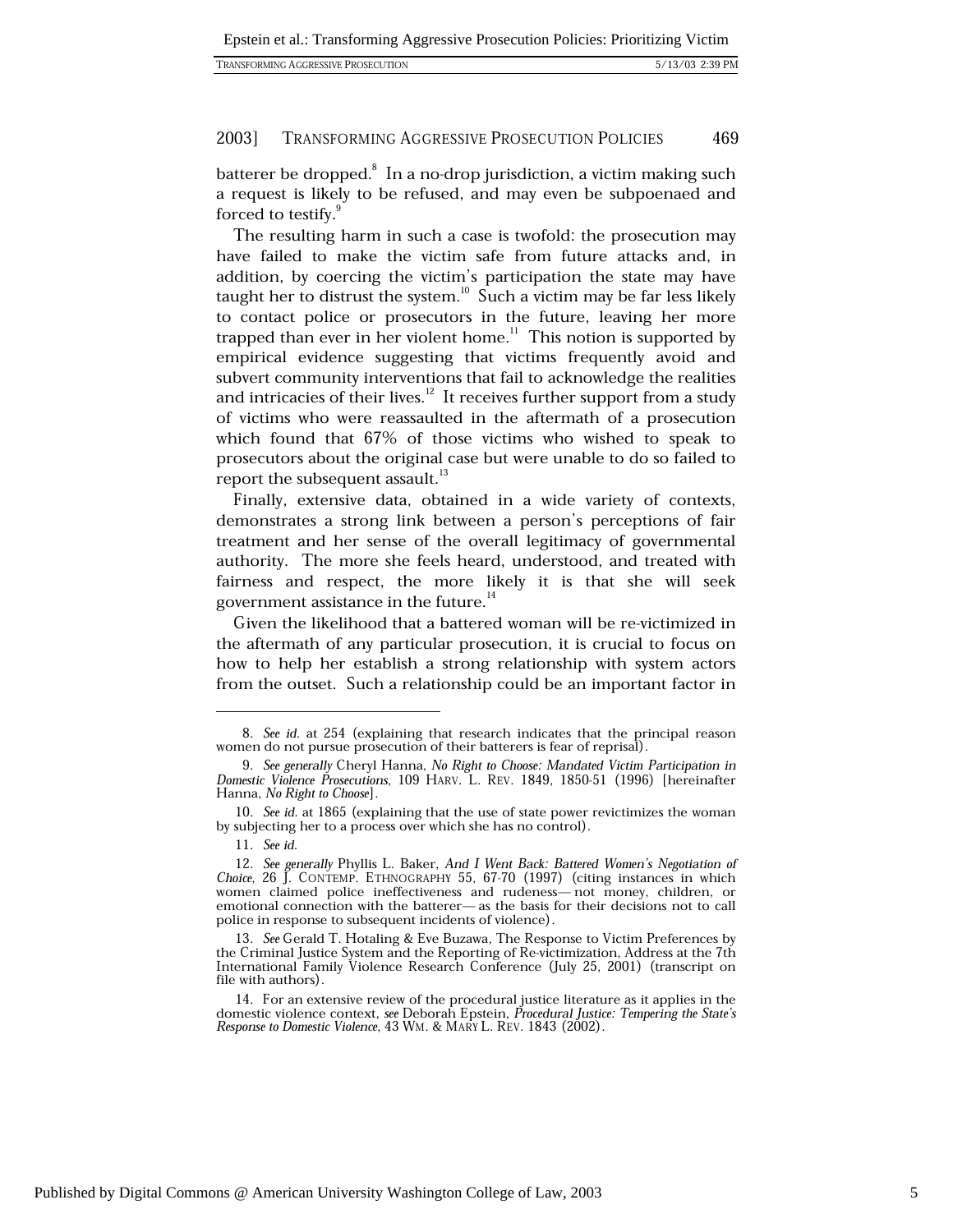batterer be dropped.[8] In a no-drop jurisdiction, a victim making such a request is likely to be refused, and may even be subpoenaed and forced to testify.[9]

The resulting harm in such a case is twofold: the prosecution may have failed to make the victim safe from future attacks and, in addition, by coercing the victim's participation the state may have taught her to distrust the system.[10] Such a victim may be far less likely to contact police or prosecutors in the future, leaving her more trapped than ever in her violent home.[11] This notion is supported by empirical evidence suggesting that victims frequently avoid and subvert community interventions that fail to acknowledge the realities and intricacies of their lives.[12] It receives further support from a study of victims who were reassaulted in the aftermath of a prosecution which found that 67% of those victims who wished to speak to prosecutors about the original case but were unable to do so failed to report the subsequent assault.[13]

Finally, extensive data, obtained in a wide variety of contexts, demonstrates a strong link between a person's perceptions of fair treatment and her sense of the overall legitimacy of governmental authority. The more she feels heard, understood, and treated with fairness and respect, the more likely it is that she will seek government assistance in the future.[14]

Given the likelihood that a battered woman will be re-victimized in the aftermath of any particular prosecution, it is crucial to focus on how to help her establish a strong relationship with system actors from the outset. Such a relationship could be an important factor in

---

8. *See id.* at 254 (explaining that research indicates that the principal reason women do not pursue prosecution of their batterers is fear of reprisal).

9. *See generally* Cheryl Hanna, *No Right to Choose: Mandated Victim Participation in Domestic Violence Prosecutions*, 109 HARV. L. REV. 1849, 1850-51 (1996) [hereinafter Hanna, *No Right to Choose*].

10. *See id.* at 1865 (explaining that the use of state power revictimizes the woman by subjecting her to a process over which she has no control).

11. *See id.*

12. *See generally* Phyllis L. Baker, *And I Went Back: Battered Women's Negotiation of Choice*, 26 J. CONTEMP. ETHNOGRAPHY 55, 67-70 (1997) (citing instances in which women claimed police ineffectiveness and rudeness— not money, children, or emotional connection with the batterer— as the basis for their decisions not to call police in response to subsequent incidents of violence).

13. *See* Gerald T. Hotaling & Eve Buzawa, The Response to Victim Preferences by the Criminal Justice System and the Reporting of Re-victimization, Address at the 7th International Family Violence Research Conference (July 25, 2001) (transcript on file with authors).

14. For an extensive review of the procedural justice literature as it applies in the domestic violence context, *see* Deborah Epstein, *Procedural Justice: Tempering the State's Response to Domestic Violence*, 43 WM. & MARY L. REV. 1843 (2002).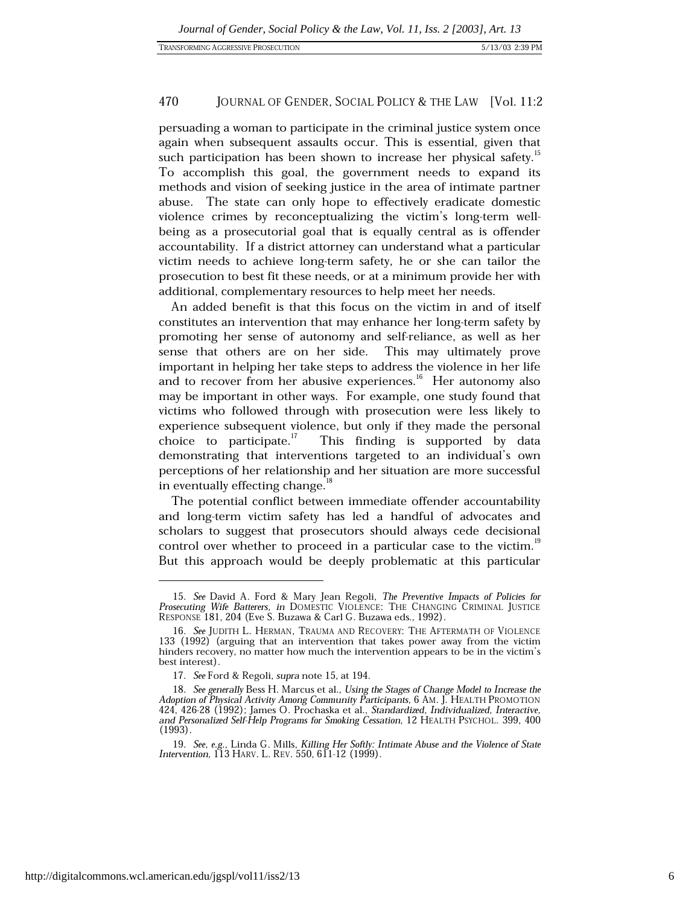persuading a woman to participate in the criminal justice system once again when subsequent assaults occur. This is essential, given that such participation has been shown to increase her physical safety.[15] To accomplish this goal, the government needs to expand its methods and vision of seeking justice in the area of intimate partner abuse. The state can only hope to effectively eradicate domestic violence crimes by reconceptualizing the victim's long-term well-being as a prosecutorial goal that is equally central as is offender accountability. If a district attorney can understand what a particular victim needs to achieve long-term safety, he or she can tailor the prosecution to best fit these needs, or at a minimum provide her with additional, complementary resources to help meet her needs.

An added benefit is that this focus on the victim in and of itself constitutes an intervention that may enhance her long-term safety by promoting her sense of autonomy and self-reliance, as well as her sense that others are on her side. This may ultimately prove important in helping her take steps to address the violence in her life and to recover from her abusive experiences.[16] Her autonomy also may be important in other ways. For example, one study found that victims who followed through with prosecution were less likely to experience subsequent violence, but only if they made the personal choice to participate.[17] This finding is supported by data demonstrating that interventions targeted to an individual's own perceptions of her relationship and her situation are more successful in eventually effecting change.[18]

The potential conflict between immediate offender accountability and long-term victim safety has led a handful of advocates and scholars to suggest that prosecutors should always cede decisional control over whether to proceed in a particular case to the victim.[19] But this approach would be deeply problematic at this particular

---

15. *See* David A. Ford & Mary Jean Regoli, *The Preventive Impacts of Policies for Prosecuting Wife Batterers*, *in* DOMESTIC VIOLENCE: THE CHANGING CRIMINAL JUSTICE RESPONSE 181, 204 (Eve S. Buzawa & Carl G. Buzawa eds., 1992).

16. *See* JUDITH L. HERMAN, TRAUMA AND RECOVERY: THE AFTERMATH OF VIOLENCE 133 (1992) (arguing that an intervention that takes power away from the victim hinders recovery, no matter how much the intervention appears to be in the victim's best interest).

17. *See* Ford & Regoli, *supra* note 15, at 194.

18. *See generally* Bess H. Marcus et al., *Using the Stages of Change Model to Increase the Adoption of Physical Activity Among Community Participants*, 6 AM. J. HEALTH PROMOTION 424, 426-28 (1992); James O. Prochaska et al., *Standardized, Individualized, Interactive, and Personalized Self-Help Programs for Smoking Cessation*, 12 HEALTH PSYCHOL. 399, 400 (1993).

19. *See, e.g.*, Linda G. Mills, *Killing Her Softly: Intimate Abuse and the Violence of State Intervention*, 113 HARV. L. REV. 550, 611-12 (1999).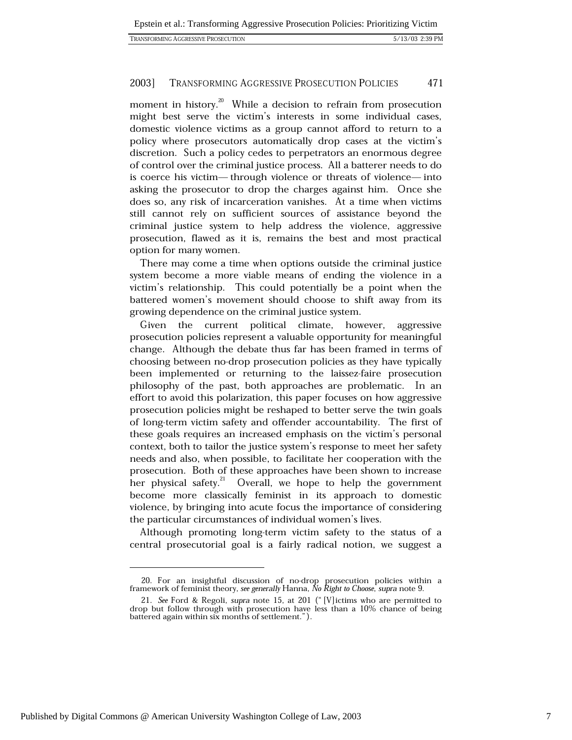moment in history.[20] While a decision to refrain from prosecution might best serve the victim's interests in some individual cases, domestic violence victims as a group cannot afford to return to a policy where prosecutors automatically drop cases at the victim's discretion. Such a policy cedes to perpetrators an enormous degree of control over the criminal justice process. All a batterer needs to do is coerce his victim— through violence or threats of violence— into asking the prosecutor to drop the charges against him. Once she does so, any risk of incarceration vanishes. At a time when victims still cannot rely on sufficient sources of assistance beyond the criminal justice system to help address the violence, aggressive prosecution, flawed as it is, remains the best and most practical option for many women.

There may come a time when options outside the criminal justice system become a more viable means of ending the violence in a victim's relationship. This could potentially be a point when the battered women's movement should choose to shift away from its growing dependence on the criminal justice system.

Given the current political climate, however, aggressive prosecution policies represent a valuable opportunity for meaningful change. Although the debate thus far has been framed in terms of choosing between no-drop prosecution policies as they have typically been implemented or returning to the laissez-faire prosecution philosophy of the past, both approaches are problematic. In an effort to avoid this polarization, this paper focuses on how aggressive prosecution policies might be reshaped to better serve the twin goals of long-term victim safety and offender accountability. The first of these goals requires an increased emphasis on the victim's personal context, both to tailor the justice system's response to meet her safety needs and also, when possible, to facilitate her cooperation with the prosecution. Both of these approaches have been shown to increase her physical safety.[21] Overall, we hope to help the government become more classically feminist in its approach to domestic violence, by bringing into acute focus the importance of considering the particular circumstances of individual women's lives.

Although promoting long-term victim safety to the status of a central prosecutorial goal is a fairly radical notion, we suggest a

---

20. For an insightful discussion of no-drop prosecution policies within a framework of feminist theory, *see generally* Hanna, *No Right to Choose*, *supra* note 9.

21. *See* Ford & Regoli, *supra* note 15, at 201 ("[V]ictims who are permitted to drop but follow through with prosecution have less than a 10% chance of being battered again within six months of settlement.").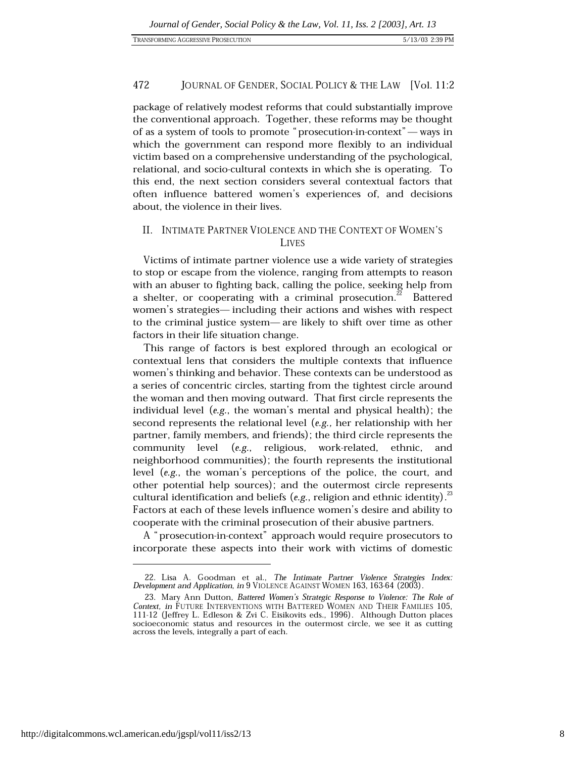package of relatively modest reforms that could substantially improve the conventional approach. Together, these reforms may be thought of as a system of tools to promote "prosecution-in-context" — ways in which the government can respond more flexibly to an individual victim based on a comprehensive understanding of the psychological, relational, and socio-cultural contexts in which she is operating. To this end, the next section considers several contextual factors that often influence battered women's experiences of, and decisions about, the violence in their lives.

## II. INTIMATE PARTNER VIOLENCE AND THE CONTEXT OF WOMEN'S LIVES

Victims of intimate partner violence use a wide variety of strategies to stop or escape from the violence, ranging from attempts to reason with an abuser to fighting back, calling the police, seeking help from a shelter, or cooperating with a criminal prosecution.[22] Battered women's strategies— including their actions and wishes with respect to the criminal justice system— are likely to shift over time as other factors in their life situation change.

This range of factors is best explored through an ecological or contextual lens that considers the multiple contexts that influence women's thinking and behavior. These contexts can be understood as a series of concentric circles, starting from the tightest circle around the woman and then moving outward. That first circle represents the individual level (*e.g.*, the woman's mental and physical health); the second represents the relational level (*e.g.*, her relationship with her partner, family members, and friends); the third circle represents the community level (*e.g.*, religious, work-related, ethnic, and neighborhood communities); the fourth represents the institutional level (*e.g.*, the woman's perceptions of the police, the court, and other potential help sources); and the outermost circle represents cultural identification and beliefs (*e.g.*, religion and ethnic identity).[23] Factors at each of these levels influence women's desire and ability to cooperate with the criminal prosecution of their abusive partners.

A "prosecution-in-context" approach would require prosecutors to incorporate these aspects into their work with victims of domestic

---

22. Lisa A. Goodman et al., *The Intimate Partner Violence Strategies Index: Development and Application*, *in* 9 VIOLENCE AGAINST WOMEN 163, 163-64 (2003).

23. Mary Ann Dutton, *Battered Women's Strategic Response to Violence: The Role of Context*, *in* FUTURE INTERVENTIONS WITH BATTERED WOMEN AND THEIR FAMILIES 105, 111-12 (Jeffrey L. Edleson & Zvi C. Eisikovits eds., 1996). Although Dutton places socioeconomic status and resources in the outermost circle, we see it as cutting across the levels, integrally a part of each.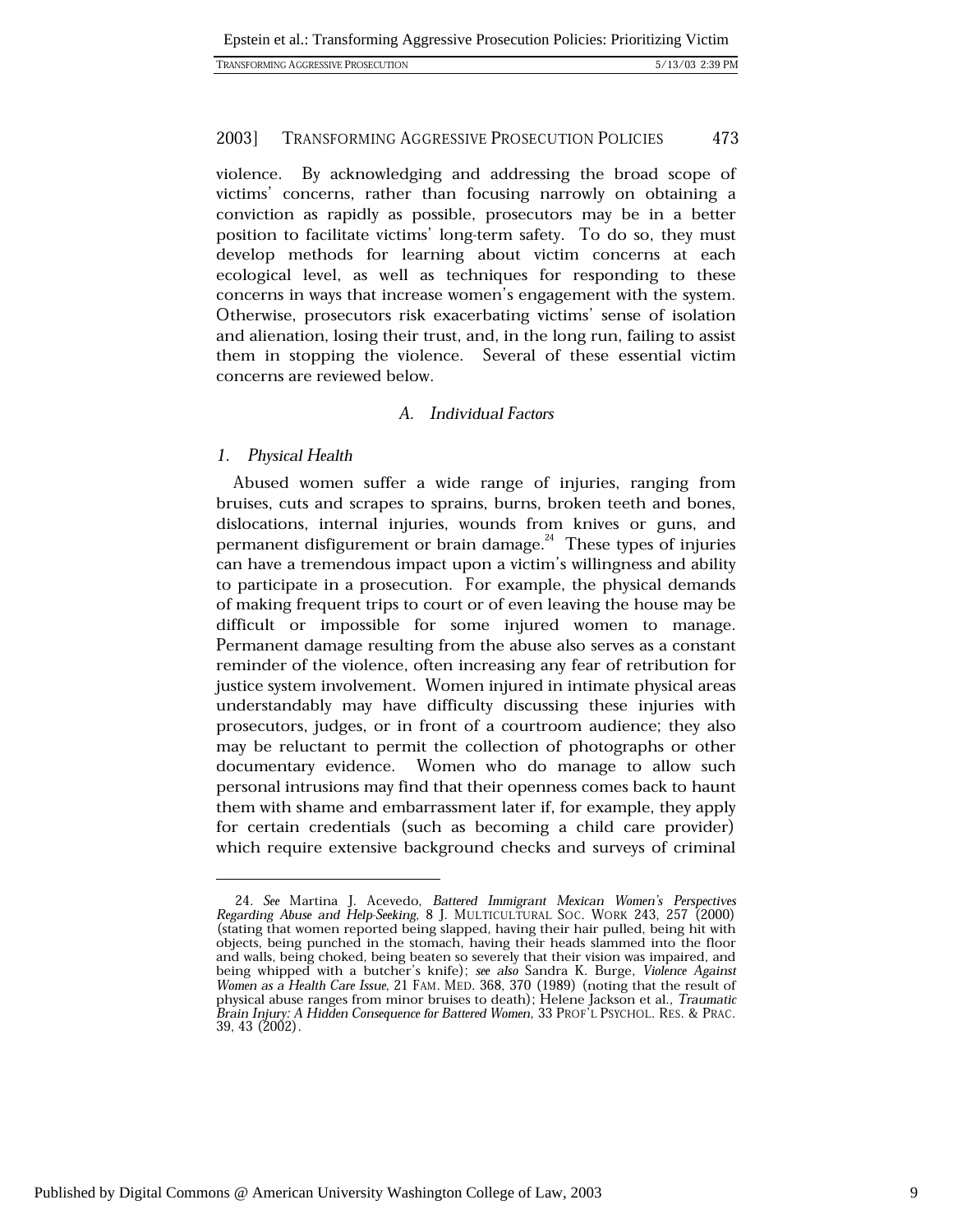violence. By acknowledging and addressing the broad scope of victims' concerns, rather than focusing narrowly on obtaining a conviction as rapidly as possible, prosecutors may be in a better position to facilitate victims' long-term safety. To do so, they must develop methods for learning about victim concerns at each ecological level, as well as techniques for responding to these concerns in ways that increase women's engagement with the system. Otherwise, prosecutors risk exacerbating victims' sense of isolation and alienation, losing their trust, and, in the long run, failing to assist them in stopping the violence. Several of these essential victim concerns are reviewed below.

### *A. Individual Factors*

#### *1. Physical Health*

Abused women suffer a wide range of injuries, ranging from bruises, cuts and scrapes to sprains, burns, broken teeth and bones, dislocations, internal injuries, wounds from knives or guns, and permanent disfigurement or brain damage.[24] These types of injuries can have a tremendous impact upon a victim's willingness and ability to participate in a prosecution. For example, the physical demands of making frequent trips to court or of even leaving the house may be difficult or impossible for some injured women to manage. Permanent damage resulting from the abuse also serves as a constant reminder of the violence, often increasing any fear of retribution for justice system involvement. Women injured in intimate physical areas understandably may have difficulty discussing these injuries with prosecutors, judges, or in front of a courtroom audience; they also may be reluctant to permit the collection of photographs or other documentary evidence. Women who do manage to allow such personal intrusions may find that their openness comes back to haunt them with shame and embarrassment later if, for example, they apply for certain credentials (such as becoming a child care provider) which require extensive background checks and surveys of criminal

---

24. *See* Martina J. Acevedo, *Battered Immigrant Mexican Women's Perspectives Regarding Abuse and Help-Seeking*, 8 J. MULTICULTURAL SOC. WORK 243, 257 (2000) (stating that women reported being slapped, having their hair pulled, being hit with objects, being punched in the stomach, having their heads slammed into the floor and walls, being choked, being beaten so severely that their vision was impaired, and being whipped with a butcher's knife); *see also* Sandra K. Burge, *Violence Against Women as a Health Care Issue*, 21 FAM. MED. 368, 370 (1989) (noting that the result of physical abuse ranges from minor bruises to death); Helene Jackson et al., *Traumatic Brain Injury: A Hidden Consequence for Battered Women*, 33 PROF'L PSYCHOL. RES. & PRAC. 39, 43 (2002).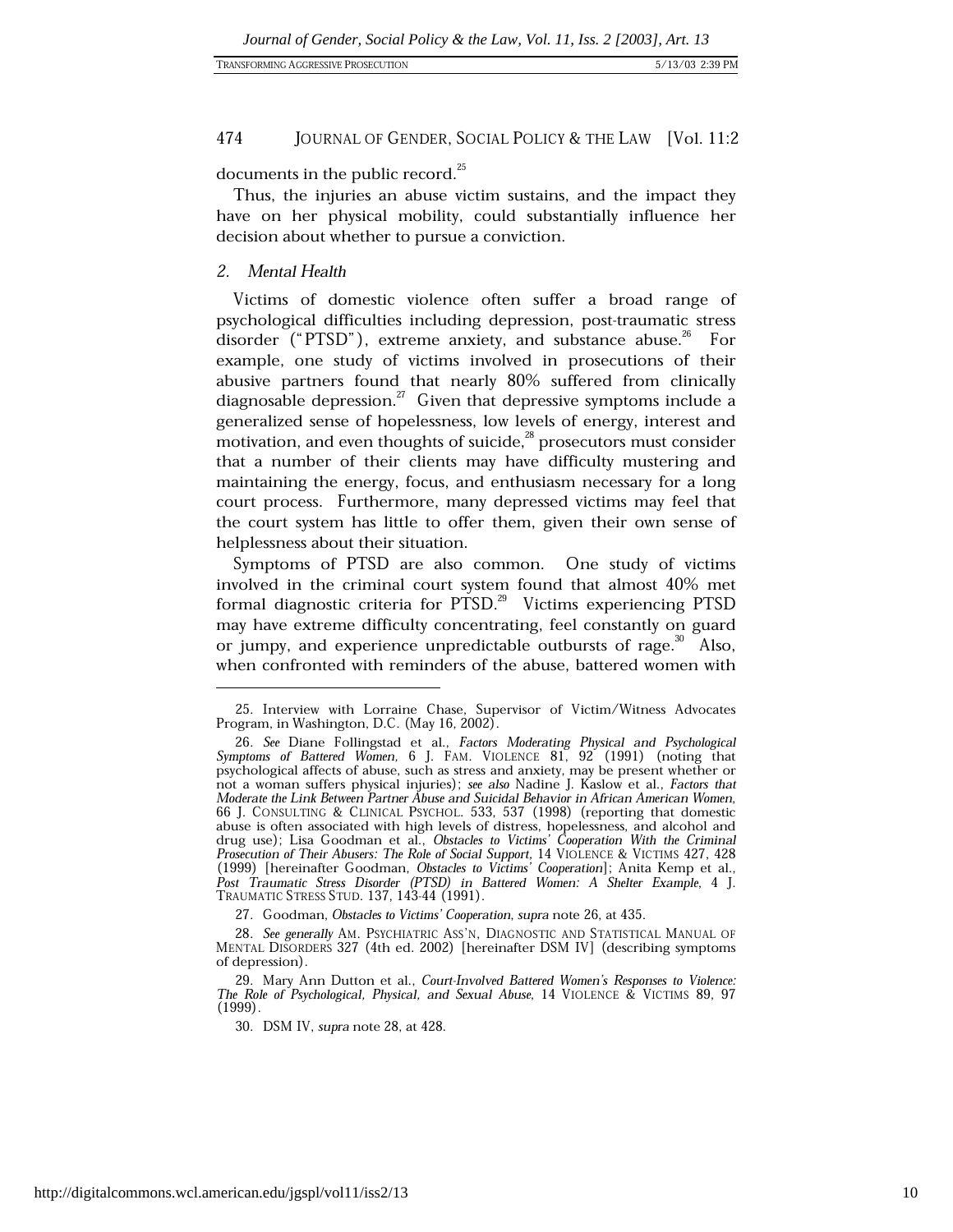documents in the public record.[25]

Thus, the injuries an abuse victim sustains, and the impact they have on her physical mobility, could substantially influence her decision about whether to pursue a conviction.

### 2. *Mental Health*

Victims of domestic violence often suffer a broad range of psychological difficulties including depression, post-traumatic stress disorder ("PTSD"), extreme anxiety, and substance abuse.[26] For example, one study of victims involved in prosecutions of their abusive partners found that nearly 80% suffered from clinically diagnosable depression.[27] Given that depressive symptoms include a generalized sense of hopelessness, low levels of energy, interest and motivation, and even thoughts of suicide,[28] prosecutors must consider that a number of their clients may have difficulty mustering and maintaining the energy, focus, and enthusiasm necessary for a long court process. Furthermore, many depressed victims may feel that the court system has little to offer them, given their own sense of helplessness about their situation.

Symptoms of PTSD are also common. One study of victims involved in the criminal court system found that almost 40% met formal diagnostic criteria for PTSD.[29] Victims experiencing PTSD may have extreme difficulty concentrating, feel constantly on guard or jumpy, and experience unpredictable outbursts of rage.[30] Also, when confronted with reminders of the abuse, battered women with

---

25. Interview with Lorraine Chase, Supervisor of Victim/Witness Advocates Program, in Washington, D.C. (May 16, 2002).

26. *See* Diane Follingstad et al., *Factors Moderating Physical and Psychological Symptoms of Battered Women,* 6 J. FAM. VIOLENCE 81, 92 (1991) (noting that psychological affects of abuse, such as stress and anxiety, may be present whether or not a woman suffers physical injuries); *see also* Nadine J. Kaslow et al., *Factors that Moderate the Link Between Partner Abuse and Suicidal Behavior in African American Women,* 66 J. CONSULTING & CLINICAL PSYCHOL. 533, 537 (1998) (reporting that domestic abuse is often associated with high levels of distress, hopelessness, and alcohol and drug use); Lisa Goodman et al., *Obstacles to Victims' Cooperation With the Criminal Prosecution of Their Abusers: The Role of Social Support,* 14 VIOLENCE & VICTIMS 427, 428 (1999) [hereinafter Goodman, *Obstacles to Victims' Cooperation*]; Anita Kemp et al., *Post Traumatic Stress Disorder (PTSD) in Battered Women: A Shelter Example*, 4 J. TRAUMATIC STRESS STUD. 137, 143-44 (1991).

27. Goodman, *Obstacles to Victims' Cooperation*, *supra* note 26, at 435.

28. *See generally* AM. PSYCHIATRIC ASS'N, DIAGNOSTIC AND STATISTICAL MANUAL OF MENTAL DISORDERS 327 (4th ed. 2002) [hereinafter DSM IV] (describing symptoms of depression).

29. Mary Ann Dutton et al., *Court-Involved Battered Women's Responses to Violence: The Role of Psychological, Physical, and Sexual Abuse*, 14 VIOLENCE & VICTIMS 89, 97 (1999).

30. DSM IV, *supra* note 28, at 428.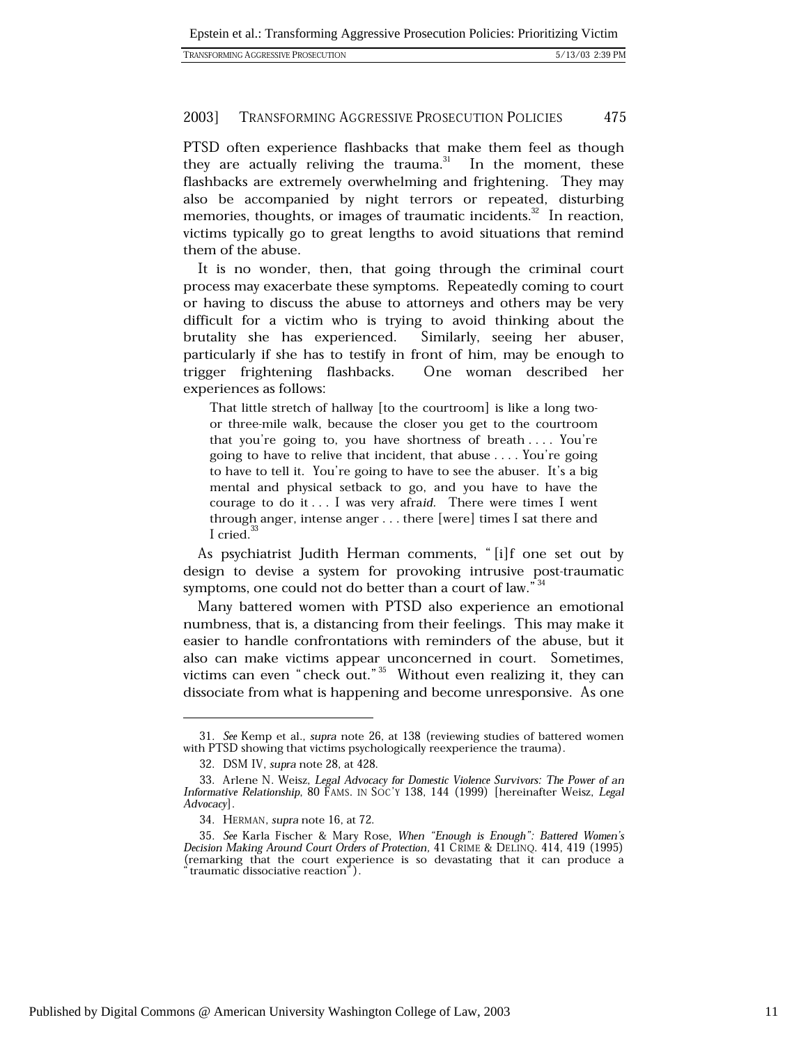PTSD often experience flashbacks that make them feel as though they are actually reliving the trauma.[31] In the moment, these flashbacks are extremely overwhelming and frightening. They may also be accompanied by night terrors or repeated, disturbing memories, thoughts, or images of traumatic incidents.[32] In reaction, victims typically go to great lengths to avoid situations that remind them of the abuse.

It is no wonder, then, that going through the criminal court process may exacerbate these symptoms. Repeatedly coming to court or having to discuss the abuse to attorneys and others may be very difficult for a victim who is trying to avoid thinking about the brutality she has experienced. Similarly, seeing her abuser, particularly if she has to testify in front of him, may be enough to trigger frightening flashbacks. One woman described her experiences as follows:

> That little stretch of hallway [to the courtroom] is like a long two- or three-mile walk, because the closer you get to the courtroom that you're going to, you have shortness of breath . . . . You're going to have to relive that incident, that abuse . . . . You're going to have to tell it. You're going to have to see the abuser. It's a big mental and physical setback to go, and you have to have the courage to do it . . . I was very afraid. There were times I went through anger, intense anger . . . there [were] times I sat there and I cried.[33]

As psychiatrist Judith Herman comments, "[i]f one set out by design to devise a system for provoking intrusive post-traumatic symptoms, one could not do better than a court of law."[34]

Many battered women with PTSD also experience an emotional numbness, that is, a distancing from their feelings. This may make it easier to handle confrontations with reminders of the abuse, but it also can make victims appear unconcerned in court. Sometimes, victims can even "check out."[35] Without even realizing it, they can dissociate from what is happening and become unresponsive. As one

---

31. *See* Kemp et al., *supra* note 26, at 138 (reviewing studies of battered women with PTSD showing that victims psychologically reexperience the trauma).

32. DSM IV, *supra* note 28, at 428.

33. Arlene N. Weisz, *Legal Advocacy for Domestic Violence Survivors: The Power of an Informative Relationship*, 80 FAMS. IN SOC'Y 138, 144 (1999) [hereinafter Weisz, *Legal Advocacy*].

34. HERMAN, *supra* note 16, at 72.

35. *See* Karla Fischer & Mary Rose, *When "Enough is Enough": Battered Women's Decision Making Around Court Orders of Protection*, 41 CRIME & DELINQ. 414, 419 (1995) (remarking that the court experience is so devastating that it can produce a "traumatic dissociative reaction").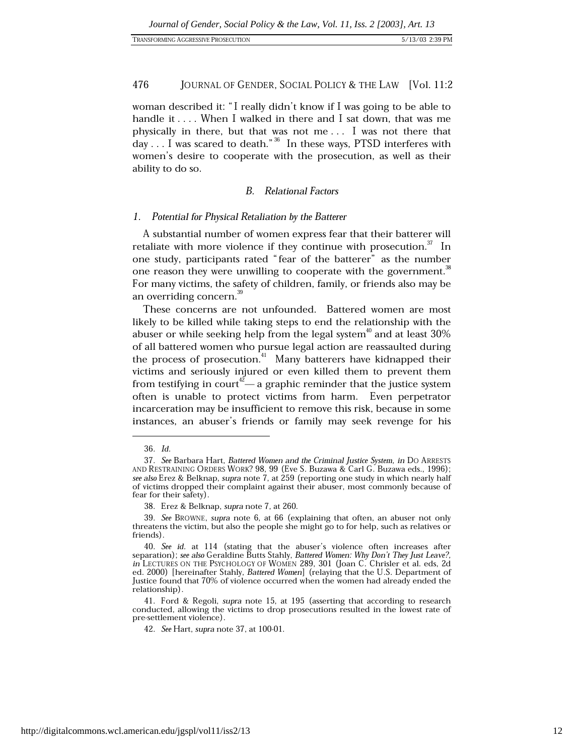woman described it: "I really didn't know if I was going to be able to handle it . . . . When I walked in there and I sat down, that was me physically in there, but that was not me . . . I was not there that day . . . I was scared to death."[36] In these ways, PTSD interferes with women's desire to cooperate with the prosecution, as well as their ability to do so.

### *B. Relational Factors*

#### *1. Potential for Physical Retaliation by the Batterer*

A substantial number of women express fear that their batterer will retaliate with more violence if they continue with prosecution.[37] In one study, participants rated "fear of the batterer" as the number one reason they were unwilling to cooperate with the government.[38] For many victims, the safety of children, family, or friends also may be an overriding concern.[39]

These concerns are not unfounded. Battered women are most likely to be killed while taking steps to end the relationship with the abuser or while seeking help from the legal system[40] and at least 30% of all battered women who pursue legal action are reassaulted during the process of prosecution.[41] Many batterers have kidnapped their victims and seriously injured or even killed them to prevent them from testifying in court[42]— a graphic reminder that the justice system often is unable to protect victims from harm. Even perpetrator incarceration may be insufficient to remove this risk, because in some instances, an abuser's friends or family may seek revenge for his

---

36. *Id.*

37. *See* Barbara Hart, *Battered Women and the Criminal Justice System, in* DO ARRESTS AND RESTRAINING ORDERS WORK? 98, 99 (Eve S. Buzawa & Carl G. Buzawa eds., 1996); *see also* Erez & Belknap, *supra* note 7, at 259 (reporting one study in which nearly half of victims dropped their complaint against their abuser, most commonly because of fear for their safety).

38. Erez & Belknap, *supra* note 7, at 260.

39. *See* BROWNE, *supra* note 6, at 66 (explaining that often, an abuser not only threatens the victim, but also the people she might go to for help, such as relatives or friends).

40. *See id.* at 114 (stating that the abuser's violence often increases after separation); *see also* Geraldine Butts Stahly, *Battered Women: Why Don't They Just Leave?, in* LECTURES ON THE PSYCHOLOGY OF WOMEN 289, 301 (Joan C. Chrisler et al. eds, 2d ed. 2000) [hereinafter Stahly, *Battered Women*] (relaying that the U.S. Department of Justice found that 70% of violence occurred when the women had already ended the relationship).

41. Ford & Regoli, *supra* note 15, at 195 (asserting that according to research conducted, allowing the victims to drop prosecutions resulted in the lowest rate of pre-settlement violence).

42. *See* Hart, *supra* note 37, at 100-01.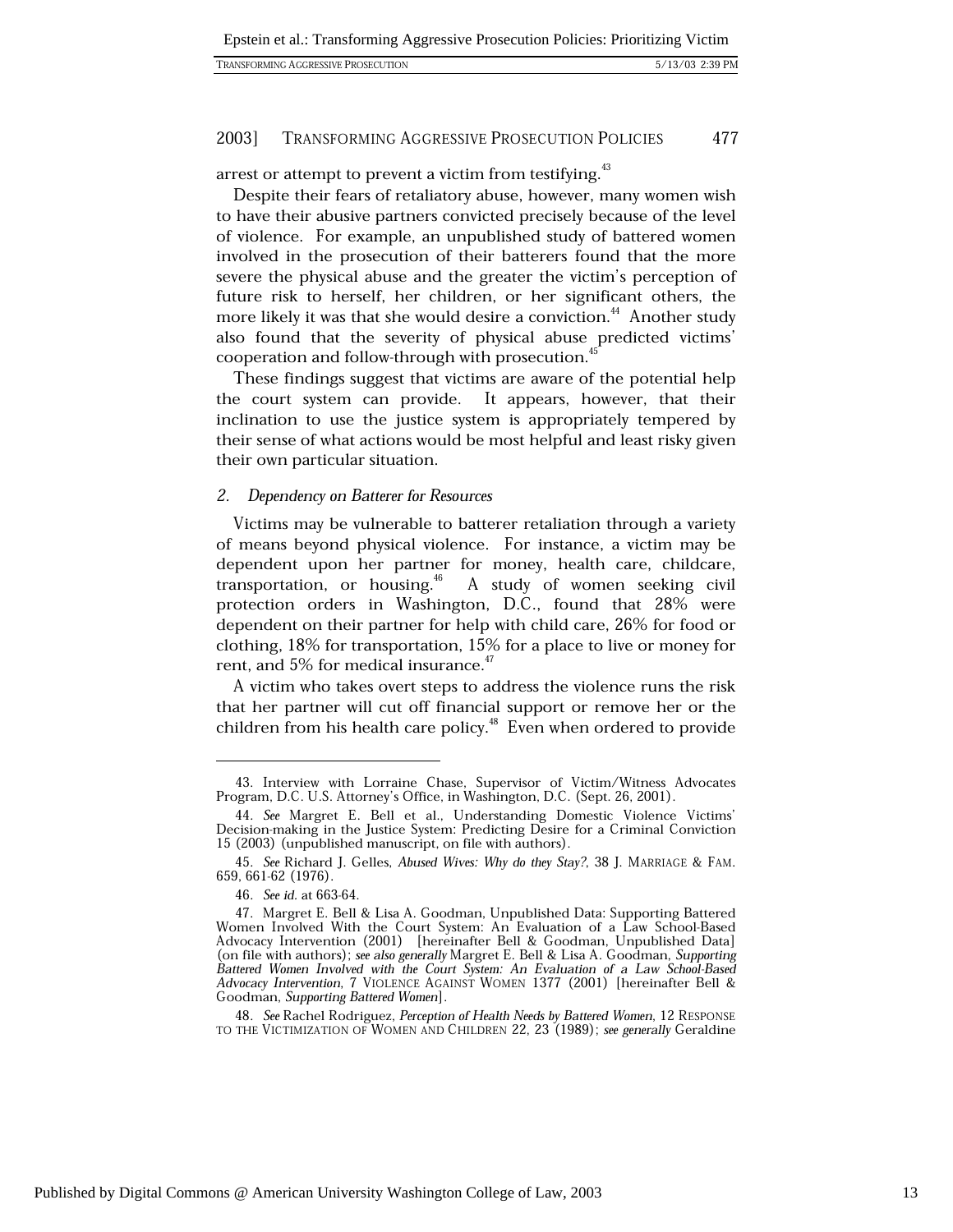arrest or attempt to prevent a victim from testifying.[43]

Despite their fears of retaliatory abuse, however, many women wish to have their abusive partners convicted precisely because of the level of violence. For example, an unpublished study of battered women involved in the prosecution of their batterers found that the more severe the physical abuse and the greater the victim's perception of future risk to herself, her children, or her significant others, the more likely it was that she would desire a conviction.[44] Another study also found that the severity of physical abuse predicted victims' cooperation and follow-through with prosecution.[45]

These findings suggest that victims are aware of the potential help the court system can provide. It appears, however, that their inclination to use the justice system is appropriately tempered by their sense of what actions would be most helpful and least risky given their own particular situation.

### 2. *Dependency on Batterer for Resources*

Victims may be vulnerable to batterer retaliation through a variety of means beyond physical violence. For instance, a victim may be dependent upon her partner for money, health care, childcare, transportation, or housing.[46] A study of women seeking civil protection orders in Washington, D.C., found that 28% were dependent on their partner for help with child care, 26% for food or clothing, 18% for transportation, 15% for a place to live or money for rent, and 5% for medical insurance.[47]

A victim who takes overt steps to address the violence runs the risk that her partner will cut off financial support or remove her or the children from his health care policy.[48] Even when ordered to provide

---

43. Interview with Lorraine Chase, Supervisor of Victim/Witness Advocates Program, D.C. U.S. Attorney's Office, in Washington, D.C. (Sept. 26, 2001).

44. *See* Margret E. Bell et al., Understanding Domestic Violence Victims' Decision-making in the Justice System: Predicting Desire for a Criminal Conviction 15 (2003) (unpublished manuscript, on file with authors).

45. *See* Richard J. Gelles, *Abused Wives: Why do they Stay?*, 38 J. MARRIAGE & FAM. 659, 661-62 (1976).

46. *See id.* at 663-64.

47. Margret E. Bell & Lisa A. Goodman, Unpublished Data: Supporting Battered Women Involved With the Court System: An Evaluation of a Law School-Based Advocacy Intervention (2001) [hereinafter Bell & Goodman, Unpublished Data] (on file with authors); *see also generally* Margret E. Bell & Lisa A. Goodman, *Supporting Battered Women Involved with the Court System: An Evaluation of a Law School-Based Advocacy Intervention*, 7 VIOLENCE AGAINST WOMEN 1377 (2001) [hereinafter Bell & Goodman, *Supporting Battered Women*].

48. *See* Rachel Rodriguez, *Perception of Health Needs by Battered Women*, 12 RESPONSE TO THE VICTIMIZATION OF WOMEN AND CHILDREN 22, 23 (1989); *see generally* Geraldine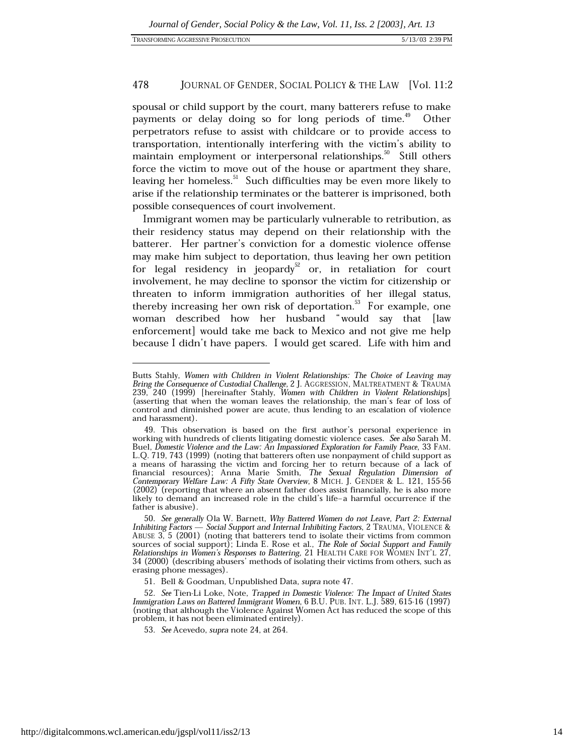spousal or child support by the court, many batterers refuse to make payments or delay doing so for long periods of time.[49] Other perpetrators refuse to assist with childcare or to provide access to transportation, intentionally interfering with the victim's ability to maintain employment or interpersonal relationships.[50] Still others force the victim to move out of the house or apartment they share, leaving her homeless.[51] Such difficulties may be even more likely to arise if the relationship terminates or the batterer is imprisoned, both possible consequences of court involvement.

Immigrant women may be particularly vulnerable to retribution, as their residency status may depend on their relationship with the batterer. Her partner's conviction for a domestic violence offense may make him subject to deportation, thus leaving her own petition for legal residency in jeopardy[52] or, in retaliation for court involvement, he may decline to sponsor the victim for citizenship or threaten to inform immigration authorities of her illegal status, thereby increasing her own risk of deportation.[53] For example, one woman described how her husband "would say that [law enforcement] would take me back to Mexico and not give me help because I didn't have papers. I would get scared. Life with him and

---

Butts Stahly, *Women with Children in Violent Relationships: The Choice of Leaving may Bring the Consequence of Custodial Challenge*, 2 J. AGGRESSION, MALTREATMENT & TRAUMA 239, 240 (1999) [hereinafter Stahly, *Women with Children in Violent Relationships*] (asserting that when the woman leaves the relationship, the man's fear of loss of control and diminished power are acute, thus lending to an escalation of violence and harassment).

49. This observation is based on the first author's personal experience in working with hundreds of clients litigating domestic violence cases. *See also* Sarah M. Buel, *Domestic Violence and the Law: An Impassioned Exploration for Family Peace*, 33 FAM. L.Q. 719, 743 (1999) (noting that batterers often use nonpayment of child support as a means of harassing the victim and forcing her to return because of a lack of financial resources); Anna Marie Smith, *The Sexual Regulation Dimension of Contemporary Welfare Law: A Fifty State Overview*, 8 MICH. J. GENDER & L. 121, 155-56 (2002) (reporting that where an absent father does assist financially, he is also more likely to demand an increased role in the child's life–a harmful occurrence if the father is abusive).

50. *See generally* Ola W. Barnett, *Why Battered Women do not Leave, Part 2: External Inhibiting Factors — Social Support and Internal Inhibiting Factors*, 2 TRAUMA, VIOLENCE & ABUSE 3, 5 (2001) (noting that batterers tend to isolate their victims from common sources of social support); Linda E. Rose et al., *The Role of Social Support and Family Relationships in Women's Responses to Battering*, 21 HEALTH CARE FOR WOMEN INT'L 27, 34 (2000) (describing abusers' methods of isolating their victims from others, such as erasing phone messages).

51. Bell & Goodman, Unpublished Data, *supra* note 47.

52. *See* Tien-Li Loke, Note, *Trapped in Domestic Violence: The Impact of United States Immigration Laws on Battered Immigrant Women*, 6 B.U. PUB. INT. L.J. 589, 615-16 (1997) (noting that although the Violence Against Women Act has reduced the scope of this problem, it has not been eliminated entirely).

53. *See* Acevedo, *supra* note 24, at 264.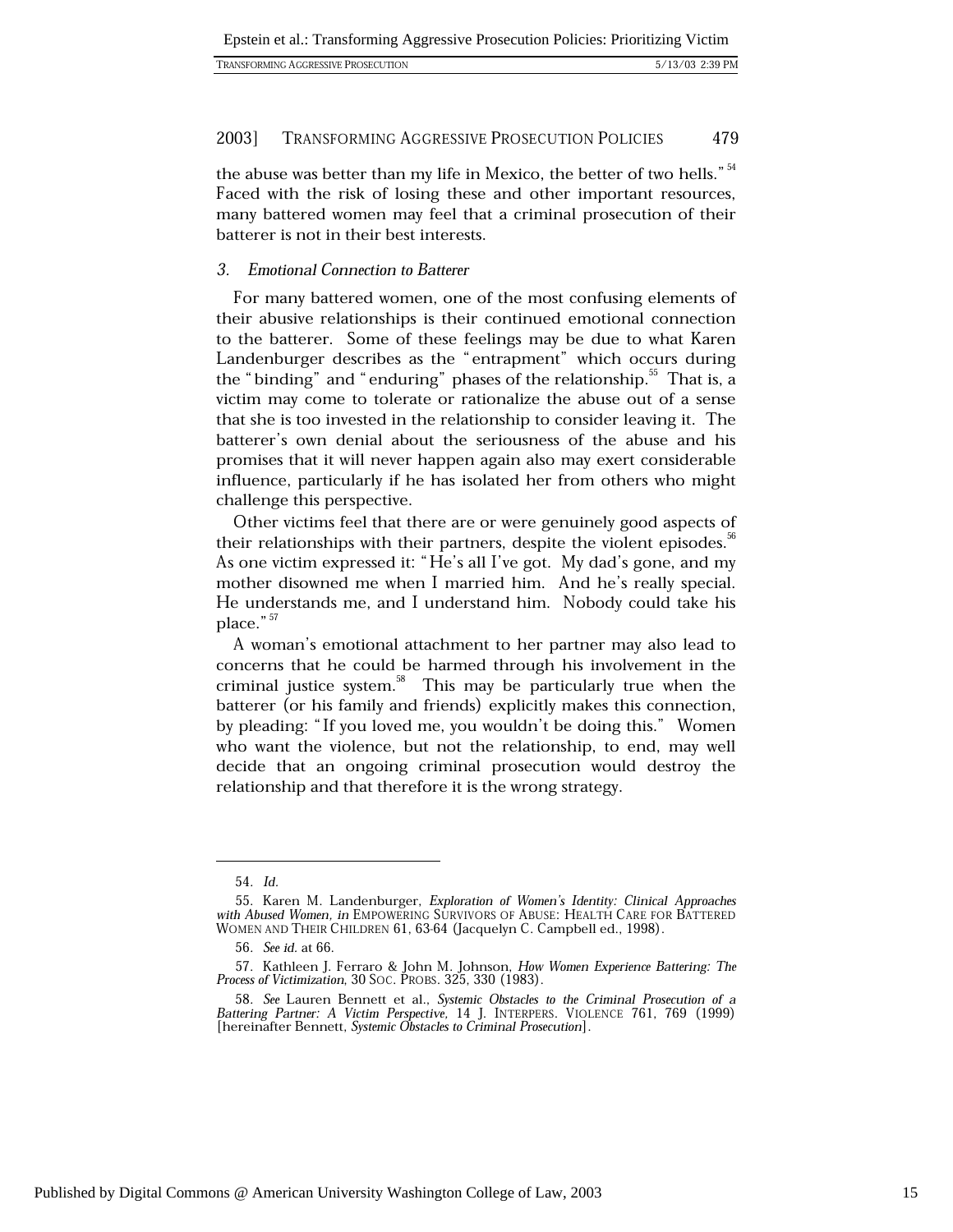the abuse was better than my life in Mexico, the better of two hells."[54] Faced with the risk of losing these and other important resources, many battered women may feel that a criminal prosecution of their batterer is not in their best interests.

### 3. *Emotional Connection to Batterer*

For many battered women, one of the most confusing elements of their abusive relationships is their continued emotional connection to the batterer. Some of these feelings may be due to what Karen Landenburger describes as the "entrapment" which occurs during the "binding" and "enduring" phases of the relationship.[55] That is, a victim may come to tolerate or rationalize the abuse out of a sense that she is too invested in the relationship to consider leaving it. The batterer's own denial about the seriousness of the abuse and his promises that it will never happen again also may exert considerable influence, particularly if he has isolated her from others who might challenge this perspective.

Other victims feel that there are or were genuinely good aspects of their relationships with their partners, despite the violent episodes.[56] As one victim expressed it: "He's all I've got. My dad's gone, and my mother disowned me when I married him. And he's really special. He understands me, and I understand him. Nobody could take his place."[57]

A woman's emotional attachment to her partner may also lead to concerns that he could be harmed through his involvement in the criminal justice system.[58] This may be particularly true when the batterer (or his family and friends) explicitly makes this connection, by pleading: "If you loved me, you wouldn't be doing this." Women who want the violence, but not the relationship, to end, may well decide that an ongoing criminal prosecution would destroy the relationship and that therefore it is the wrong strategy.

---

54. *Id.*

55. Karen M. Landenburger, *Exploration of Women's Identity: Clinical Approaches with Abused Women, in* EMPOWERING SURVIVORS OF ABUSE: HEALTH CARE FOR BATTERED WOMEN AND THEIR CHILDREN 61, 63-64 (Jacquelyn C. Campbell ed., 1998).

56. *See id.* at 66.

57. Kathleen J. Ferraro & John M. Johnson, *How Women Experience Battering: The Process of Victimization*, 30 SOC. PROBS. 325, 330 (1983).

58. *See* Lauren Bennett et al., *Systemic Obstacles to the Criminal Prosecution of a Battering Partner: A Victim Perspective*, 14 J. INTERPERS. VIOLENCE 761, 769 (1999) [hereinafter Bennett, *Systemic Obstacles to Criminal Prosecution*].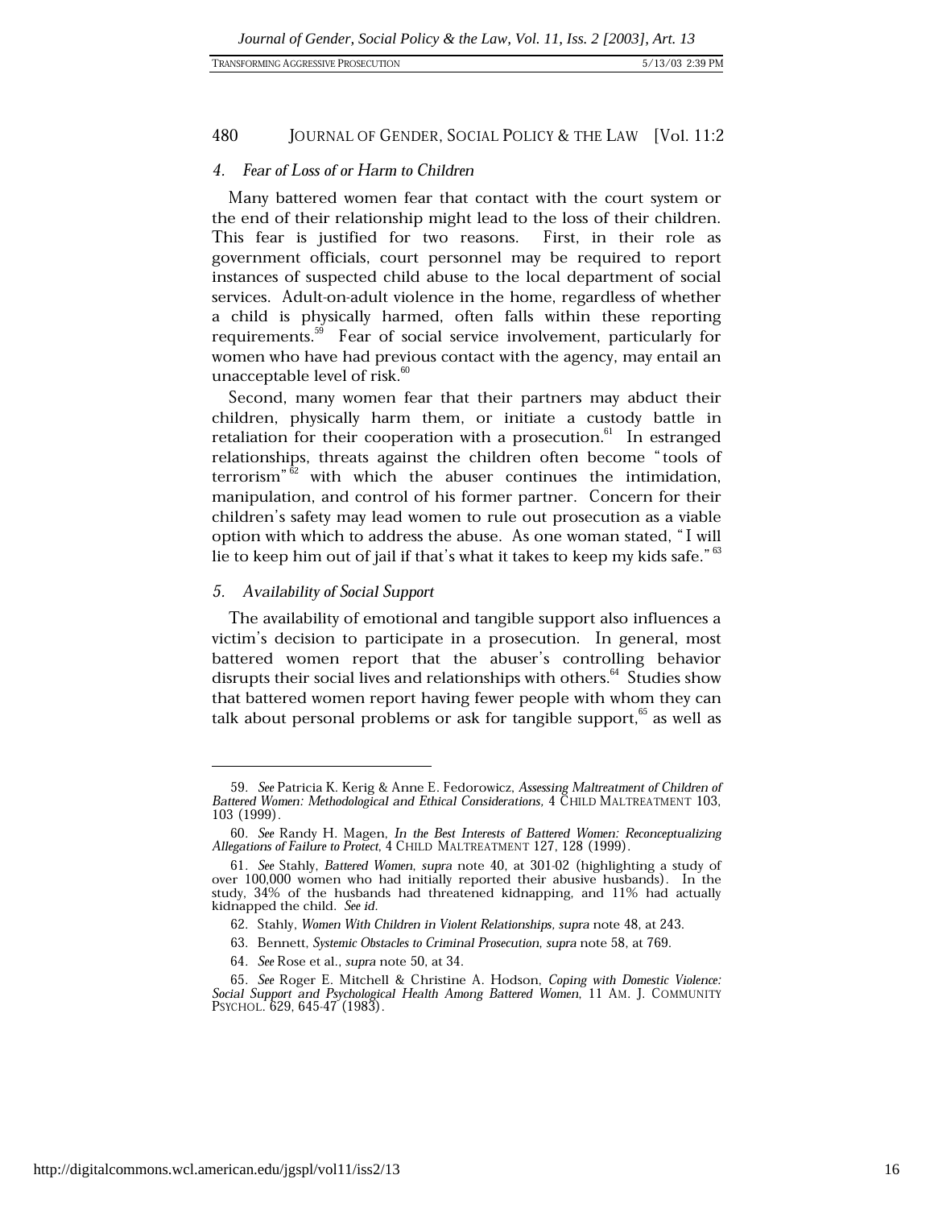#### 4. *Fear of Loss of or Harm to Children*

Many battered women fear that contact with the court system or the end of their relationship might lead to the loss of their children. This fear is justified for two reasons. First, in their role as government officials, court personnel may be required to report instances of suspected child abuse to the local department of social services. Adult-on-adult violence in the home, regardless of whether a child is physically harmed, often falls within these reporting requirements.[59] Fear of social service involvement, particularly for women who have had previous contact with the agency, may entail an unacceptable level of risk.[60]

Second, many women fear that their partners may abduct their children, physically harm them, or initiate a custody battle in retaliation for their cooperation with a prosecution.[61] In estranged relationships, threats against the children often become "tools of terrorism"[62] with which the abuser continues the intimidation, manipulation, and control of his former partner. Concern for their children's safety may lead women to rule out prosecution as a viable option with which to address the abuse. As one woman stated, "I will lie to keep him out of jail if that's what it takes to keep my kids safe."[63]

#### 5. *Availability of Social Support*

The availability of emotional and tangible support also influences a victim's decision to participate in a prosecution. In general, most battered women report that the abuser's controlling behavior disrupts their social lives and relationships with others.[64] Studies show that battered women report having fewer people with whom they can talk about personal problems or ask for tangible support,[65] as well as

---

59. *See* Patricia K. Kerig & Anne E. Fedorowicz, *Assessing Maltreatment of Children of Battered Women: Methodological and Ethical Considerations*, 4 CHILD MALTREATMENT 103, 103 (1999).

60. *See* Randy H. Magen, *In the Best Interests of Battered Women: Reconceptualizing Allegations of Failure to Protect*, 4 CHILD MALTREATMENT 127, 128 (1999).

61. *See* Stahly, *Battered Women*, *supra* note 40, at 301-02 (highlighting a study of over 100,000 women who had initially reported their abusive husbands). In the study, 34% of the husbands had threatened kidnapping, and 11% had actually kidnapped the child. *See id.*

62. Stahly, *Women With Children in Violent Relationships*, *supra* note 48, at 243.

63. Bennett, *Systemic Obstacles to Criminal Prosecution*, *supra* note 58, at 769.

64. *See* Rose et al., *supra* note 50, at 34.

65. *See* Roger E. Mitchell & Christine A. Hodson, *Coping with Domestic Violence: Social Support and Psychological Health Among Battered Women*, 11 AM. J. COMMUNITY PSYCHOL. 629, 645-47 (1983).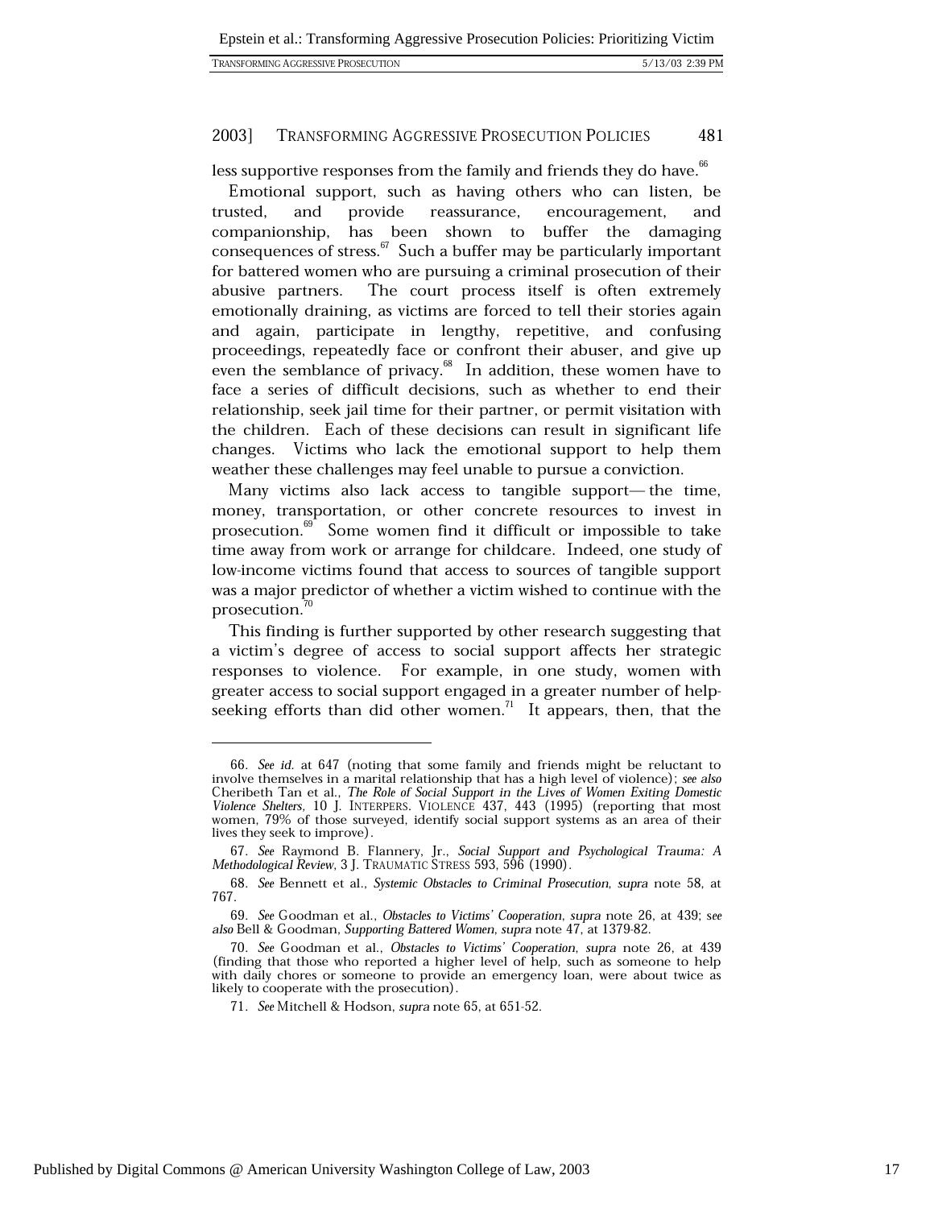less supportive responses from the family and friends they do have.[66]

Emotional support, such as having others who can listen, be trusted, and provide reassurance, encouragement, and companionship, has been shown to buffer the damaging consequences of stress.[67] Such a buffer may be particularly important for battered women who are pursuing a criminal prosecution of their abusive partners. The court process itself is often extremely emotionally draining, as victims are forced to tell their stories again and again, participate in lengthy, repetitive, and confusing proceedings, repeatedly face or confront their abuser, and give up even the semblance of privacy.[68] In addition, these women have to face a series of difficult decisions, such as whether to end their relationship, seek jail time for their partner, or permit visitation with the children. Each of these decisions can result in significant life changes. Victims who lack the emotional support to help them weather these challenges may feel unable to pursue a conviction.

Many victims also lack access to tangible support— the time, money, transportation, or other concrete resources to invest in prosecution.[69] Some women find it difficult or impossible to take time away from work or arrange for childcare. Indeed, one study of low-income victims found that access to sources of tangible support was a major predictor of whether a victim wished to continue with the prosecution.[70]

This finding is further supported by other research suggesting that a victim's degree of access to social support affects her strategic responses to violence. For example, in one study, women with greater access to social support engaged in a greater number of help-seeking efforts than did other women.[71] It appears, then, that the

---

66. *See id.* at 647 (noting that some family and friends might be reluctant to involve themselves in a marital relationship that has a high level of violence); *see also* Cheribeth Tan et al., *The Role of Social Support in the Lives of Women Exiting Domestic Violence Shelters*, 10 J. INTERPERS. VIOLENCE 437, 443 (1995) (reporting that most women, 79% of those surveyed, identify social support systems as an area of their lives they seek to improve).

67. *See* Raymond B. Flannery, Jr., *Social Support and Psychological Trauma: A Methodological Review*, 3 J. TRAUMATIC STRESS 593, 596 (1990).

68. *See* Bennett et al., *Systemic Obstacles to Criminal Prosecution*, *supra* note 58, at 767.

69. *See* Goodman et al., *Obstacles to Victims' Cooperation*, *supra* note 26, at 439; *see also* Bell & Goodman, *Supporting Battered Women*, *supra* note 47, at 1379-82.

70. *See* Goodman et al., *Obstacles to Victims' Cooperation*, *supra* note 26, at 439 (finding that those who reported a higher level of help, such as someone to help with daily chores or someone to provide an emergency loan, were about twice as likely to cooperate with the prosecution).

71. *See* Mitchell & Hodson, *supra* note 65, at 651-52.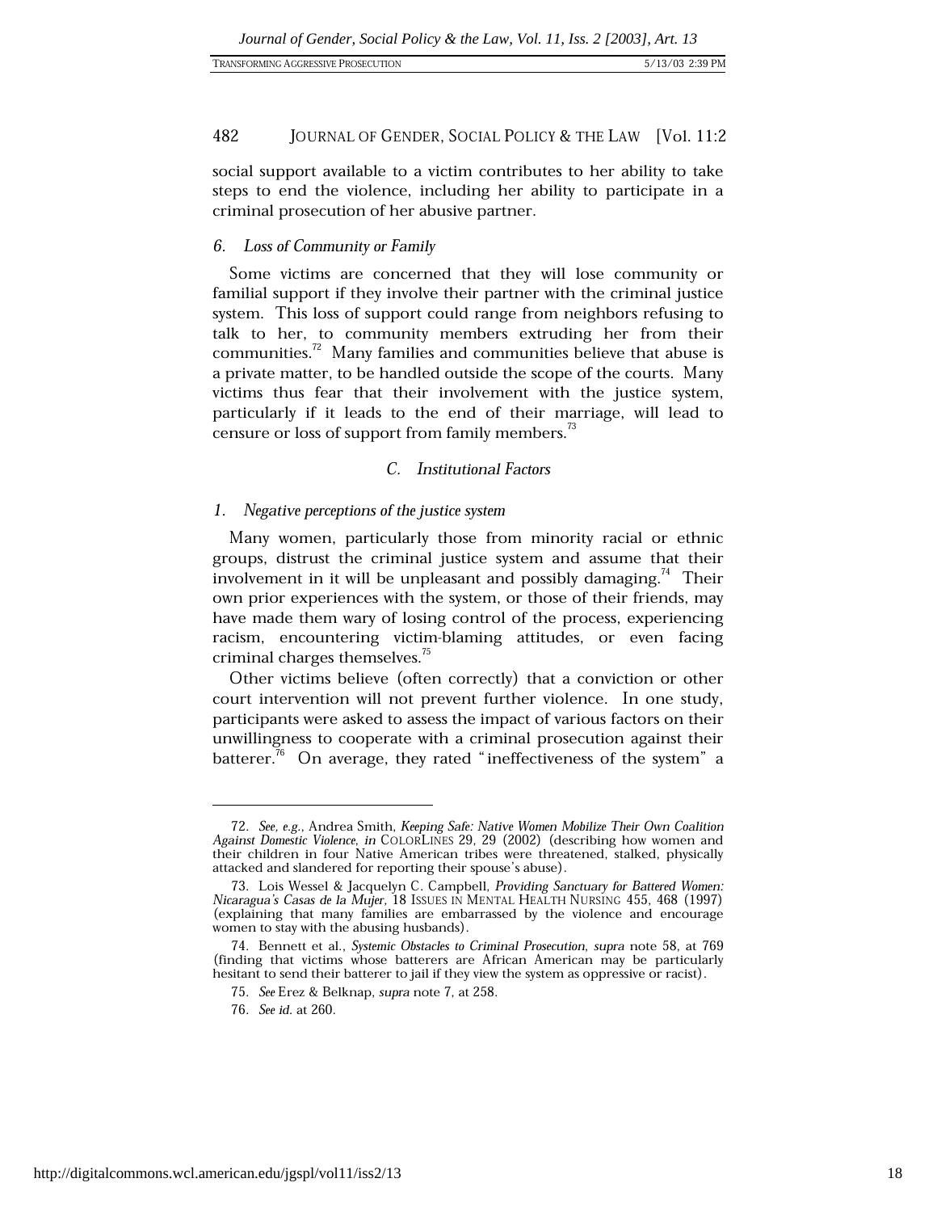social support available to a victim contributes to her ability to take steps to end the violence, including her ability to participate in a criminal prosecution of her abusive partner.

### 6. *Loss of Community or Family*

Some victims are concerned that they will lose community or familial support if they involve their partner with the criminal justice system. This loss of support could range from neighbors refusing to talk to her, to community members extruding her from their communities.[72] Many families and communities believe that abuse is a private matter, to be handled outside the scope of the courts. Many victims thus fear that their involvement with the justice system, particularly if it leads to the end of their marriage, will lead to censure or loss of support from family members.[73]

## C. *Institutional Factors*

### 1. *Negative perceptions of the justice system*

Many women, particularly those from minority racial or ethnic groups, distrust the criminal justice system and assume that their involvement in it will be unpleasant and possibly damaging.[74] Their own prior experiences with the system, or those of their friends, may have made them wary of losing control of the process, experiencing racism, encountering victim-blaming attitudes, or even facing criminal charges themselves.[75]

Other victims believe (often correctly) that a conviction or other court intervention will not prevent further violence. In one study, participants were asked to assess the impact of various factors on their unwillingness to cooperate with a criminal prosecution against their batterer.[76] On average, they rated "ineffectiveness of the system" a

---

72. *See, e.g.*, Andrea Smith, *Keeping Safe: Native Women Mobilize Their Own Coalition Against Domestic Violence*, *in* COLORLINES 29, 29 (2002) (describing how women and their children in four Native American tribes were threatened, stalked, physically attacked and slandered for reporting their spouse's abuse).

73. Lois Wessel & Jacquelyn C. Campbell, *Providing Sanctuary for Battered Women: Nicaragua's Casas de la Mujer*, 18 ISSUES IN MENTAL HEALTH NURSING 455, 468 (1997) (explaining that many families are embarrassed by the violence and encourage women to stay with the abusing husbands).

74. Bennett et al., *Systemic Obstacles to Criminal Prosecution*, *supra* note 58, at 769 (finding that victims whose batterers are African American may be particularly hesitant to send their batterer to jail if they view the system as oppressive or racist).

75. *See* Erez & Belknap, *supra* note 7, at 258.

76. *See id.* at 260.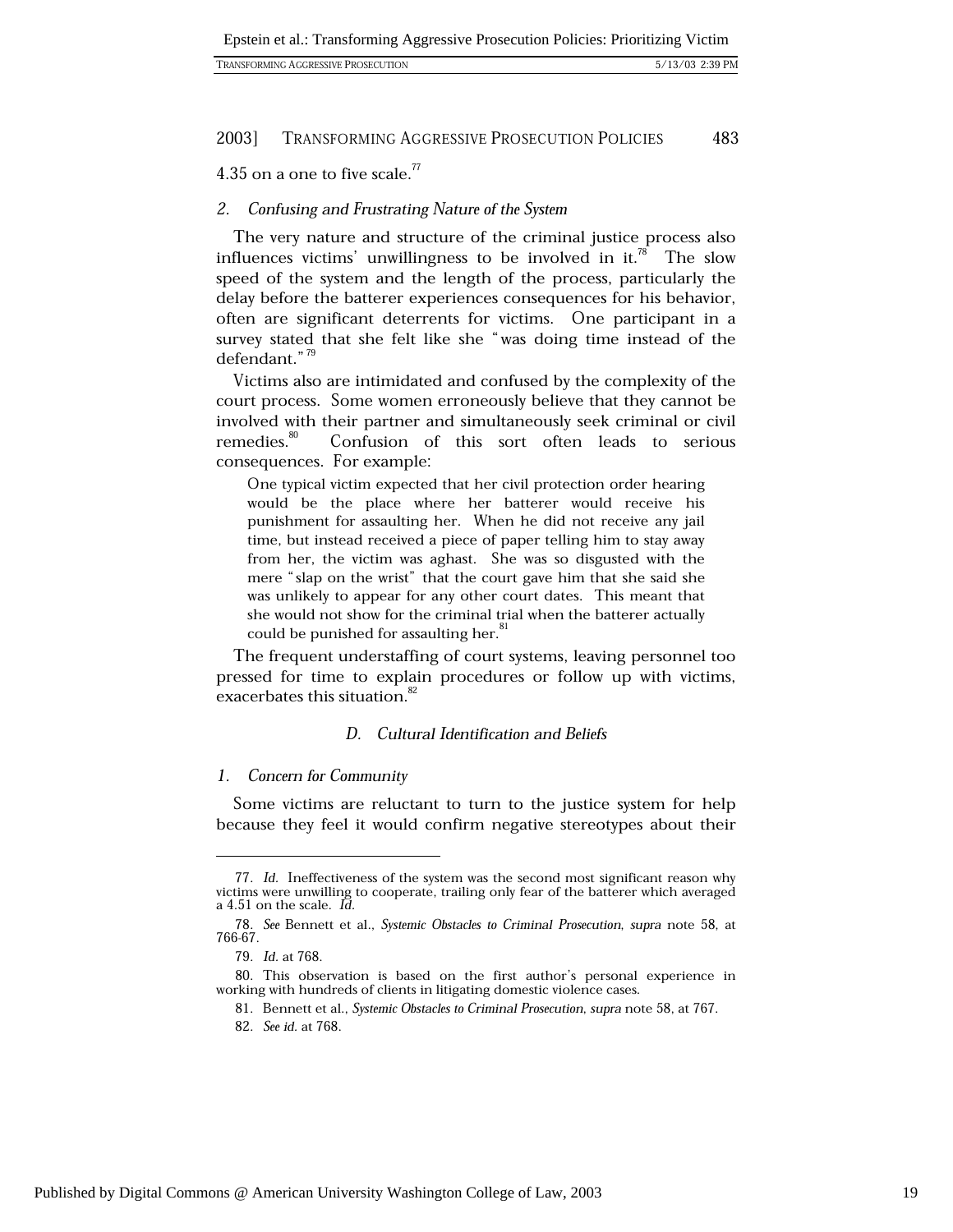4.35 on a one to five scale.[77]

### 2. *Confusing and Frustrating Nature of the System*

The very nature and structure of the criminal justice process also influences victims' unwillingness to be involved in it.[78] The slow speed of the system and the length of the process, particularly the delay before the batterer experiences consequences for his behavior, often are significant deterrents for victims. One participant in a survey stated that she felt like she "was doing time instead of the defendant."[79]

Victims also are intimidated and confused by the complexity of the court process. Some women erroneously believe that they cannot be involved with their partner and simultaneously seek criminal or civil remedies.[80] Confusion of this sort often leads to serious consequences. For example:

> One typical victim expected that her civil protection order hearing would be the place where her batterer would receive his punishment for assaulting her. When he did not receive any jail time, but instead received a piece of paper telling him to stay away from her, the victim was aghast. She was so disgusted with the mere "slap on the wrist" that the court gave him that she said she was unlikely to appear for any other court dates. This meant that she would not show for the criminal trial when the batterer actually could be punished for assaulting her.[81]

The frequent understaffing of court systems, leaving personnel too pressed for time to explain procedures or follow up with victims, exacerbates this situation.[82]

## D. *Cultural Identification and Beliefs*

### 1. *Concern for Community*

Some victims are reluctant to turn to the justice system for help because they feel it would confirm negative stereotypes about their

---

77. *Id.* Ineffectiveness of the system was the second most significant reason why victims were unwilling to cooperate, trailing only fear of the batterer which averaged a 4.51 on the scale. *Id.*

78. *See* Bennett et al., *Systemic Obstacles to Criminal Prosecution*, *supra* note 58, at 766-67.

79. *Id.* at 768.

80. This observation is based on the first author's personal experience in working with hundreds of clients in litigating domestic violence cases.

81. Bennett et al., *Systemic Obstacles to Criminal Prosecution*, *supra* note 58, at 767.

82. *See id.* at 768.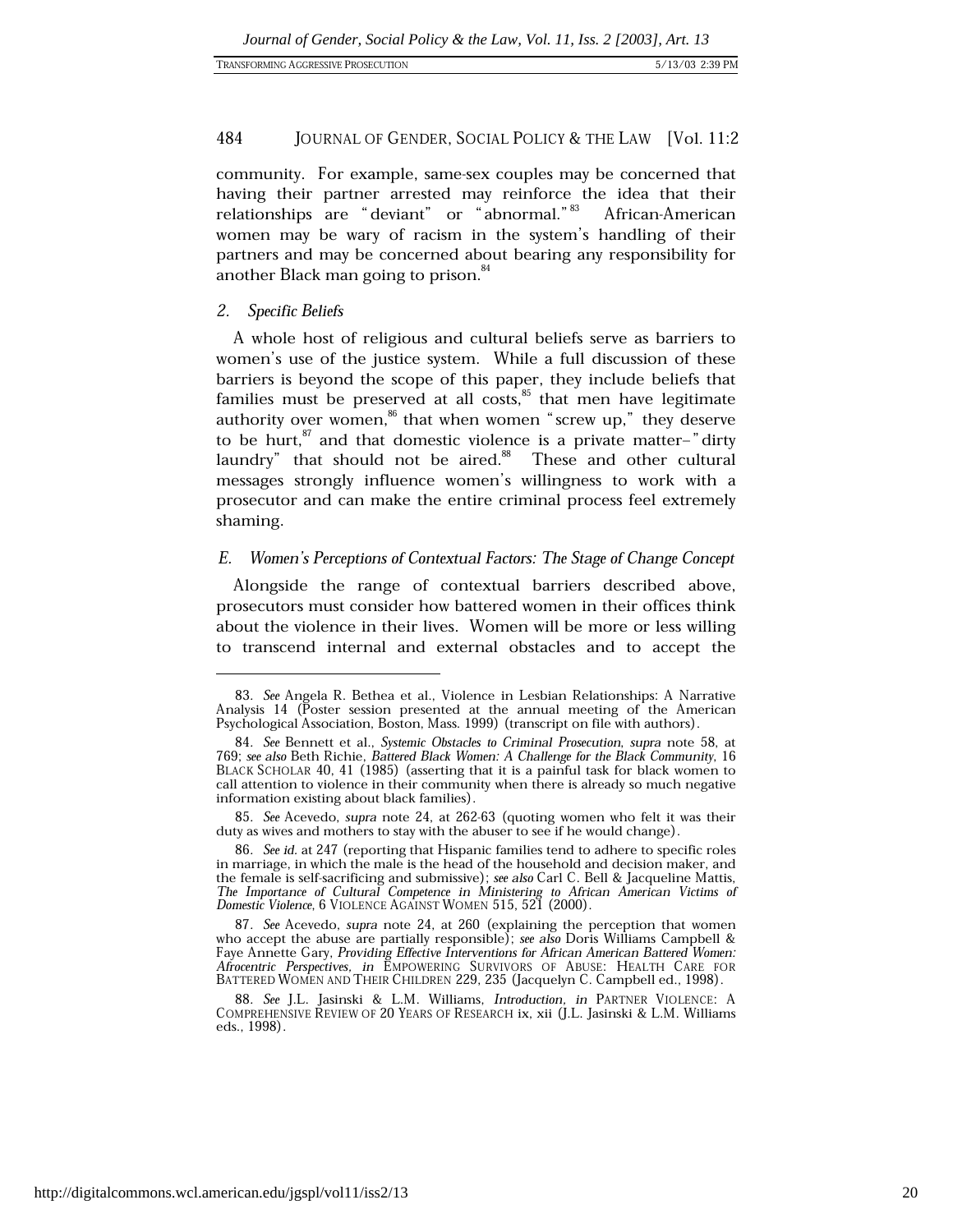community. For example, same-sex couples may be concerned that having their partner arrested may reinforce the idea that their relationships are "deviant" or "abnormal."[83] African-American women may be wary of racism in the system's handling of their partners and may be concerned about bearing any responsibility for another Black man going to prison.[84]

### 2. *Specific Beliefs*

A whole host of religious and cultural beliefs serve as barriers to women's use of the justice system. While a full discussion of these barriers is beyond the scope of this paper, they include beliefs that families must be preserved at all costs,[85] that men have legitimate authority over women,[86] that when women "screw up," they deserve to be hurt,[87] and that domestic violence is a private matter–"dirty laundry" that should not be aired.[88] These and other cultural messages strongly influence women's willingness to work with a prosecutor and can make the entire criminal process feel extremely shaming.

## E. *Women's Perceptions of Contextual Factors: The Stage of Change Concept*

Alongside the range of contextual barriers described above, prosecutors must consider how battered women in their offices think about the violence in their lives. Women will be more or less willing to transcend internal and external obstacles and to accept the

---

83. *See* Angela R. Bethea et al., Violence in Lesbian Relationships: A Narrative Analysis 14 (Poster session presented at the annual meeting of the American Psychological Association, Boston, Mass. 1999) (transcript on file with authors).

84. *See* Bennett et al., *Systemic Obstacles to Criminal Prosecution*, *supra* note 58, at 769; *see also* Beth Richie, *Battered Black Women: A Challenge for the Black Community*, 16 BLACK SCHOLAR 40, 41 (1985) (asserting that it is a painful task for black women to call attention to violence in their community when there is already so much negative information existing about black families).

85. *See* Acevedo, *supra* note 24, at 262-63 (quoting women who felt it was their duty as wives and mothers to stay with the abuser to see if he would change).

86. *See id.* at 247 (reporting that Hispanic families tend to adhere to specific roles in marriage, in which the male is the head of the household and decision maker, and the female is self-sacrificing and submissive); *see also* Carl C. Bell & Jacqueline Mattis, *The Importance of Cultural Competence in Ministering to African American Victims of Domestic Violence*, 6 VIOLENCE AGAINST WOMEN 515, 521 (2000).

87. *See* Acevedo, *supra* note 24, at 260 (explaining the perception that women who accept the abuse are partially responsible); *see also* Doris Williams Campbell & Faye Annette Gary, *Providing Effective Interventions for African American Battered Women: Afrocentric Perspectives*, *in* EMPOWERING SURVIVORS OF ABUSE: HEALTH CARE FOR BATTERED WOMEN AND THEIR CHILDREN 229, 235 (Jacquelyn C. Campbell ed., 1998).

88. *See* J.L. Jasinski & L.M. Williams, *Introduction*, *in* PARTNER VIOLENCE: A COMPREHENSIVE REVIEW OF 20 YEARS OF RESEARCH ix, xii (J.L. Jasinski & L.M. Williams eds., 1998).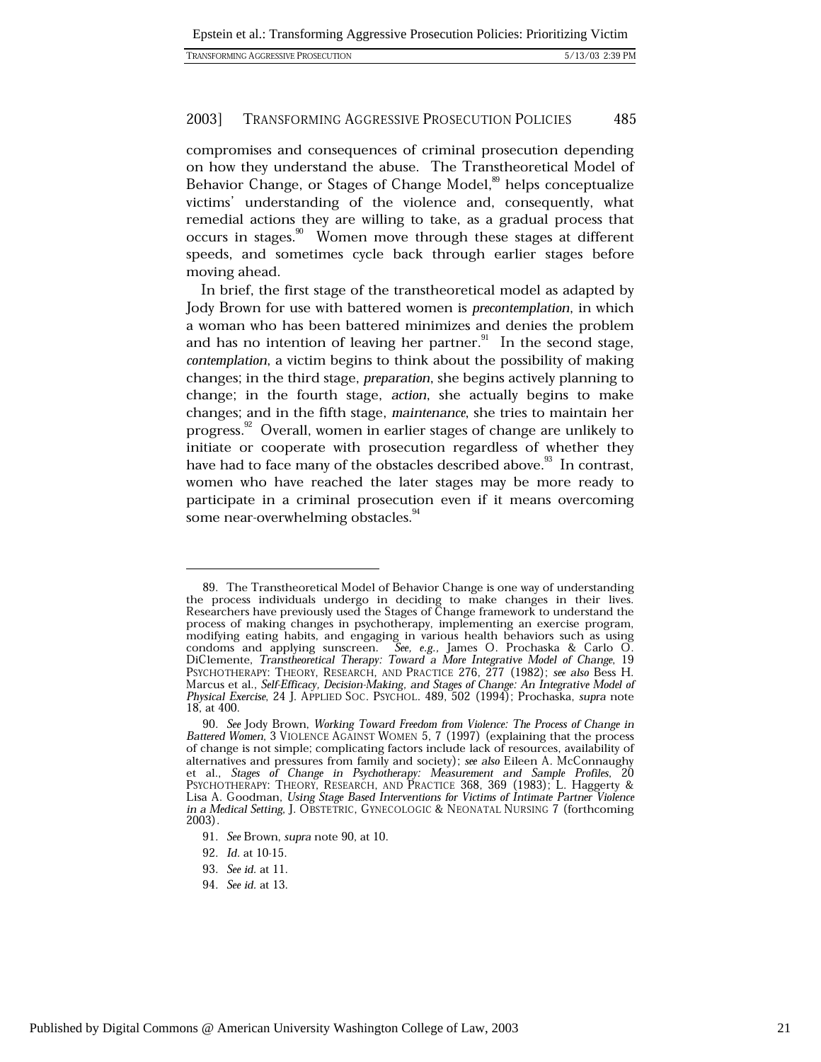compromises and consequences of criminal prosecution depending on how they understand the abuse. The Transtheoretical Model of Behavior Change, or Stages of Change Model,[89] helps conceptualize victims' understanding of the violence and, consequently, what remedial actions they are willing to take, as a gradual process that occurs in stages.[90] Women move through these stages at different speeds, and sometimes cycle back through earlier stages before moving ahead.

In brief, the first stage of the transtheoretical model as adapted by Jody Brown for use with battered women is *precontemplation*, in which a woman who has been battered minimizes and denies the problem and has no intention of leaving her partner.[91] In the second stage, *contemplation*, a victim begins to think about the possibility of making changes; in the third stage, *preparation*, she begins actively planning to change; in the fourth stage, *action*, she actually begins to make changes; and in the fifth stage, *maintenance*, she tries to maintain her progress.[92] Overall, women in earlier stages of change are unlikely to initiate or cooperate with prosecution regardless of whether they have had to face many of the obstacles described above.[93] In contrast, women who have reached the later stages may be more ready to participate in a criminal prosecution even if it means overcoming some near-overwhelming obstacles.[94]

---

89. The Transtheoretical Model of Behavior Change is one way of understanding the process individuals undergo in deciding to make changes in their lives. Researchers have previously used the Stages of Change framework to understand the process of making changes in psychotherapy, implementing an exercise program, modifying eating habits, and engaging in various health behaviors such as using condoms and applying sunscreen. *See, e.g.*, James O. Prochaska & Carlo O. DiClemente, *Transtheoretical Therapy: Toward a More Integrative Model of Change*, 19 PSYCHOTHERAPY: THEORY, RESEARCH, AND PRACTICE 276, 277 (1982); *see also* Bess H. Marcus et al., *Self-Efficacy, Decision-Making, and Stages of Change: An Integrative Model of Physical Exercise*, 24 J. APPLIED SOC. PSYCHOL. 489, 502 (1994); Prochaska, *supra* note 18, at 400.

90. *See* Jody Brown, *Working Toward Freedom from Violence: The Process of Change in Battered Women*, 3 VIOLENCE AGAINST WOMEN 5, 7 (1997) (explaining that the process of change is not simple; complicating factors include lack of resources, availability of alternatives and pressures from family and society); *see also* Eileen A. McConnaughy et al., *Stages of Change in Psychotherapy: Measurement and Sample Profiles*, 20 PSYCHOTHERAPY: THEORY, RESEARCH, AND PRACTICE 368, 369 (1983); L. Haggerty & Lisa A. Goodman, *Using Stage Based Interventions for Victims of Intimate Partner Violence in a Medical Setting*, J. OBSTETRIC, GYNECOLOGIC & NEONATAL NURSING 7 (forthcoming 2003).

91. *See* Brown, *supra* note 90, at 10.

92. *Id.* at 10-15.

93. *See id.* at 11.

94. *See id.* at 13.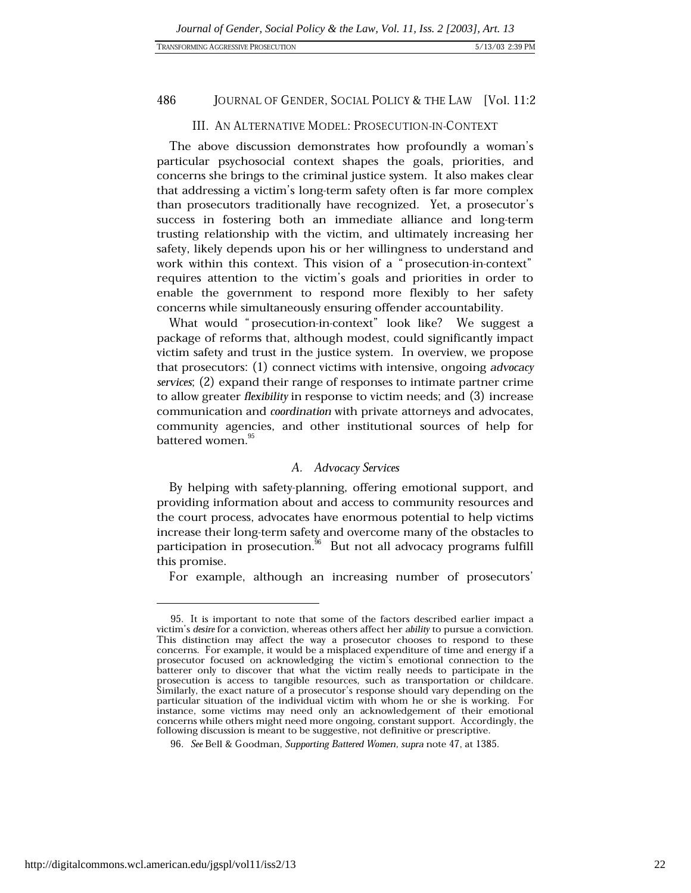## III. AN ALTERNATIVE MODEL: PROSECUTION-IN-CONTEXT

The above discussion demonstrates how profoundly a woman's particular psychosocial context shapes the goals, priorities, and concerns she brings to the criminal justice system. It also makes clear that addressing a victim's long-term safety often is far more complex than prosecutors traditionally have recognized. Yet, a prosecutor's success in fostering both an immediate alliance and long-term trusting relationship with the victim, and ultimately increasing her safety, likely depends upon his or her willingness to understand and work within this context. This vision of a "prosecution-in-context" requires attention to the victim's goals and priorities in order to enable the government to respond more flexibly to her safety concerns while simultaneously ensuring offender accountability.

What would "prosecution-in-context" look like? We suggest a package of reforms that, although modest, could significantly impact victim safety and trust in the justice system. In overview, we propose that prosecutors: (1) connect victims with intensive, ongoing *advocacy services*; (2) expand their range of responses to intimate partner crime to allow greater *flexibility* in response to victim needs; and (3) increase communication and *coordination* with private attorneys and advocates, community agencies, and other institutional sources of help for battered women.[95]

### *A. Advocacy Services*

By helping with safety-planning, offering emotional support, and providing information about and access to community resources and the court process, advocates have enormous potential to help victims increase their long-term safety and overcome many of the obstacles to participation in prosecution.[96] But not all advocacy programs fulfill this promise.

For example, although an increasing number of prosecutors'

---

95. It is important to note that some of the factors described earlier impact a victim's *desire* for a conviction, whereas others affect her *ability* to pursue a conviction. This distinction may affect the way a prosecutor chooses to respond to these concerns. For example, it would be a misplaced expenditure of time and energy if a prosecutor focused on acknowledging the victim's emotional connection to the batterer only to discover that what the victim really needs to participate in the prosecution is access to tangible resources, such as transportation or childcare. Similarly, the exact nature of a prosecutor's response should vary depending on the particular situation of the individual victim with whom he or she is working. For instance, some victims may need only an acknowledgement of their emotional concerns while others might need more ongoing, constant support. Accordingly, the following discussion is meant to be suggestive, not definitive or prescriptive.

96. *See* Bell & Goodman, *Supporting Battered Women*, *supra* note 47, at 1385.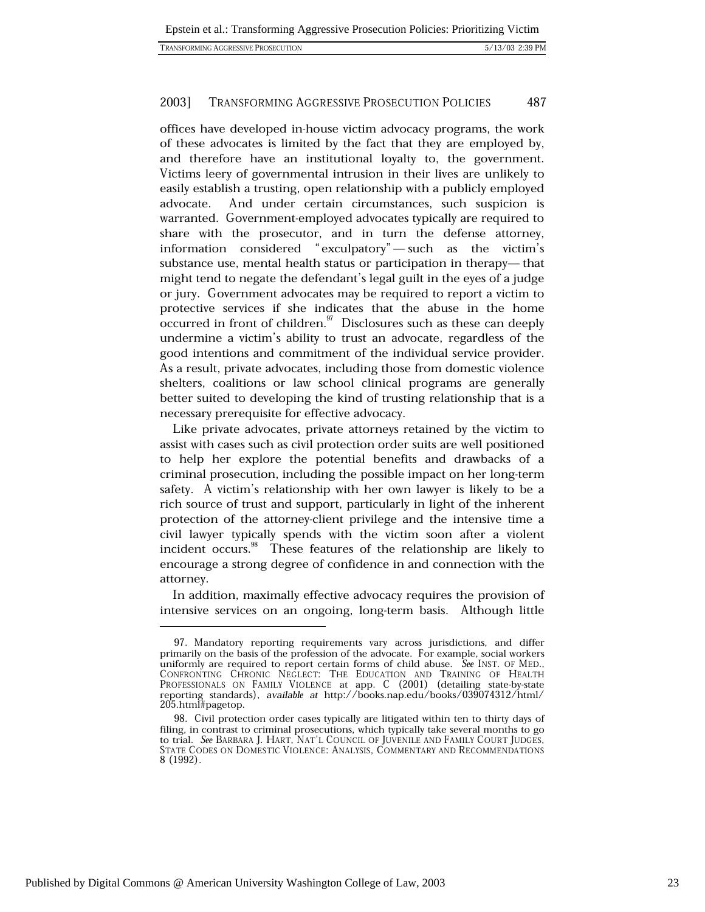offices have developed in-house victim advocacy programs, the work of these advocates is limited by the fact that they are employed by, and therefore have an institutional loyalty to, the government. Victims leery of governmental intrusion in their lives are unlikely to easily establish a trusting, open relationship with a publicly employed advocate. And under certain circumstances, such suspicion is warranted. Government-employed advocates typically are required to share with the prosecutor, and in turn the defense attorney, information considered "exculpatory"—such as the victim's substance use, mental health status or participation in therapy—that might tend to negate the defendant's legal guilt in the eyes of a judge or jury. Government advocates may be required to report a victim to protective services if she indicates that the abuse in the home occurred in front of children.[97] Disclosures such as these can deeply undermine a victim's ability to trust an advocate, regardless of the good intentions and commitment of the individual service provider. As a result, private advocates, including those from domestic violence shelters, coalitions or law school clinical programs are generally better suited to developing the kind of trusting relationship that is a necessary prerequisite for effective advocacy.

Like private advocates, private attorneys retained by the victim to assist with cases such as civil protection order suits are well positioned to help her explore the potential benefits and drawbacks of a criminal prosecution, including the possible impact on her long-term safety. A victim's relationship with her own lawyer is likely to be a rich source of trust and support, particularly in light of the inherent protection of the attorney-client privilege and the intensive time a civil lawyer typically spends with the victim soon after a violent incident occurs.[98] These features of the relationship are likely to encourage a strong degree of confidence in and connection with the attorney.

In addition, maximally effective advocacy requires the provision of intensive services on an ongoing, long-term basis. Although little

---

97. Mandatory reporting requirements vary across jurisdictions, and differ primarily on the basis of the profession of the advocate. For example, social workers uniformly are required to report certain forms of child abuse. *See* INST. OF MED., CONFRONTING CHRONIC NEGLECT: THE EDUCATION AND TRAINING OF HEALTH PROFESSIONALS ON FAMILY VIOLENCE at app. C (2001) (detailing state-by-state reporting standards), *available at* http://books.nap.edu/books/039074312/html/205.html#pagetop.

98. Civil protection order cases typically are litigated within ten to thirty days of filing, in contrast to criminal prosecutions, which typically take several months to go to trial. *See* BARBARA J. HART, NAT'L COUNCIL OF JUVENILE AND FAMILY COURT JUDGES, STATE CODES ON DOMESTIC VIOLENCE: ANALYSIS, COMMENTARY AND RECOMMENDATIONS 8 (1992).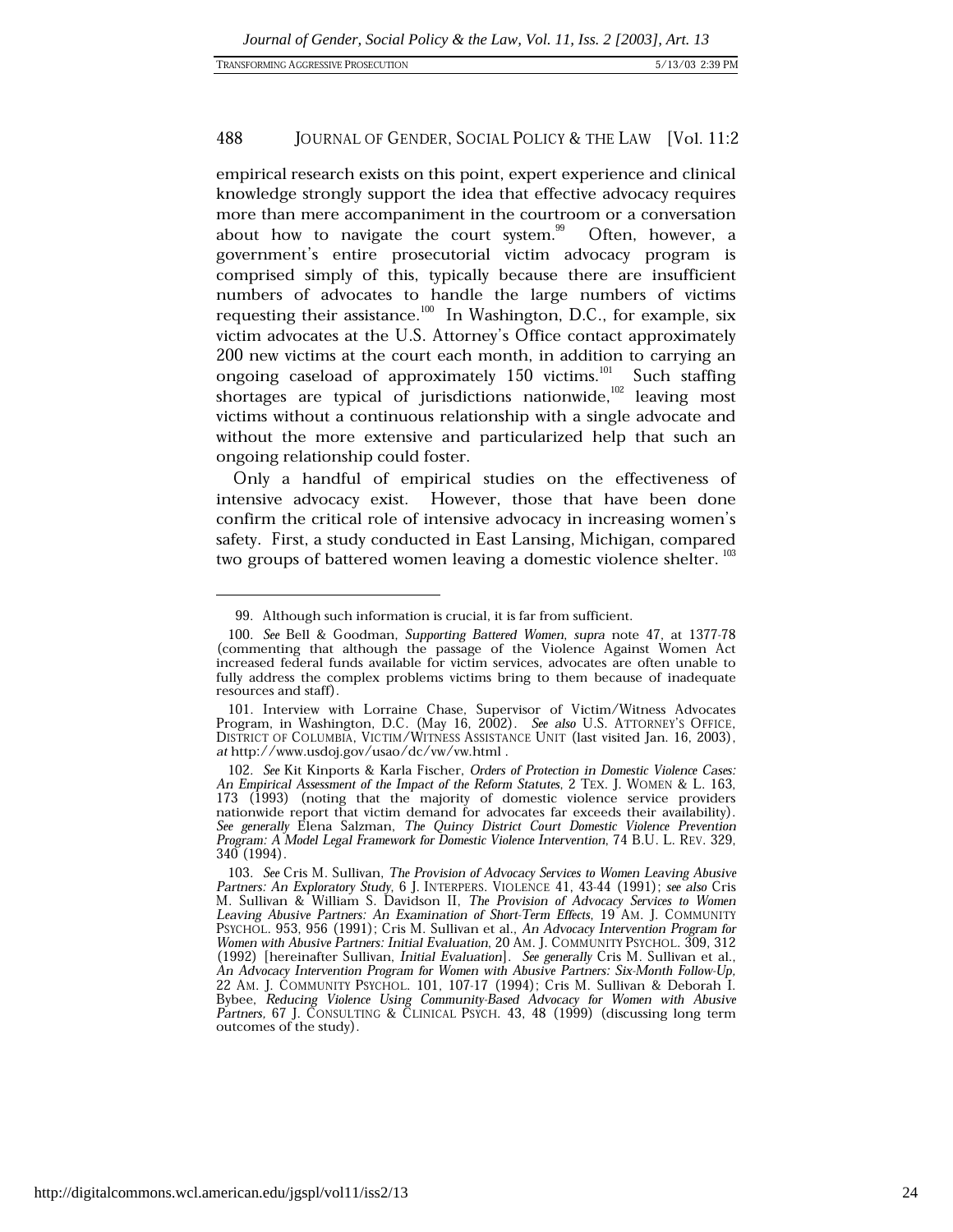empirical research exists on this point, expert experience and clinical knowledge strongly support the idea that effective advocacy requires more than mere accompaniment in the courtroom or a conversation about how to navigate the court system.[99] Often, however, a government's entire prosecutorial victim advocacy program is comprised simply of this, typically because there are insufficient numbers of advocates to handle the large numbers of victims requesting their assistance.[100] In Washington, D.C., for example, six victim advocates at the U.S. Attorney's Office contact approximately 200 new victims at the court each month, in addition to carrying an ongoing caseload of approximately 150 victims.[101] Such staffing shortages are typical of jurisdictions nationwide,[102] leaving most victims without a continuous relationship with a single advocate and without the more extensive and particularized help that such an ongoing relationship could foster.

Only a handful of empirical studies on the effectiveness of intensive advocacy exist. However, those that have been done confirm the critical role of intensive advocacy in increasing women's safety. First, a study conducted in East Lansing, Michigan, compared two groups of battered women leaving a domestic violence shelter.[103]

---

99. Although such information is crucial, it is far from sufficient.

100. *See* Bell & Goodman, *Supporting Battered Women*, *supra* note 47, at 1377-78 (commenting that although the passage of the Violence Against Women Act increased federal funds available for victim services, advocates are often unable to fully address the complex problems victims bring to them because of inadequate resources and staff).

101. Interview with Lorraine Chase, Supervisor of Victim/Witness Advocates Program, in Washington, D.C. (May 16, 2002). *See also* U.S. ATTORNEY'S OFFICE, DISTRICT OF COLUMBIA, VICTIM/WITNESS ASSISTANCE UNIT (last visited Jan. 16, 2003), *at* http://www.usdoj.gov/usao/dc/vw/vw.html .

102. *See* Kit Kinports & Karla Fischer, *Orders of Protection in Domestic Violence Cases: An Empirical Assessment of the Impact of the Reform Statutes*, 2 TEX. J. WOMEN & L. 163, 173 (1993) (noting that the majority of domestic violence service providers nationwide report that victim demand for advocates far exceeds their availability). *See generally* Elena Salzman, *The Quincy District Court Domestic Violence Prevention Program: A Model Legal Framework for Domestic Violence Intervention*, 74 B.U. L. REV. 329, 340 (1994).

103. *See* Cris M. Sullivan, *The Provision of Advocacy Services to Women Leaving Abusive Partners: An Exploratory Study*, 6 J. INTERPERS. VIOLENCE 41, 43-44 (1991); *see also* Cris M. Sullivan & William S. Davidson II, *The Provision of Advocacy Services to Women Leaving Abusive Partners: An Examination of Short-Term Effects*, 19 AM. J. COMMUNITY PSYCHOL. 953, 956 (1991); Cris M. Sullivan et al., *An Advocacy Intervention Program for Women with Abusive Partners: Initial Evaluation*, 20 AM. J. COMMUNITY PSYCHOL. 309, 312 (1992) [hereinafter Sullivan, *Initial Evaluation*]. *See generally* Cris M. Sullivan et al., *An Advocacy Intervention Program for Women with Abusive Partners: Six-Month Follow-Up*, 22 AM. J. COMMUNITY PSYCHOL. 101, 107-17 (1994); Cris M. Sullivan & Deborah I. Bybee, *Reducing Violence Using Community-Based Advocacy for Women with Abusive Partners*, 67 J. CONSULTING & CLINICAL PSYCH. 43, 48 (1999) (discussing long term outcomes of the study).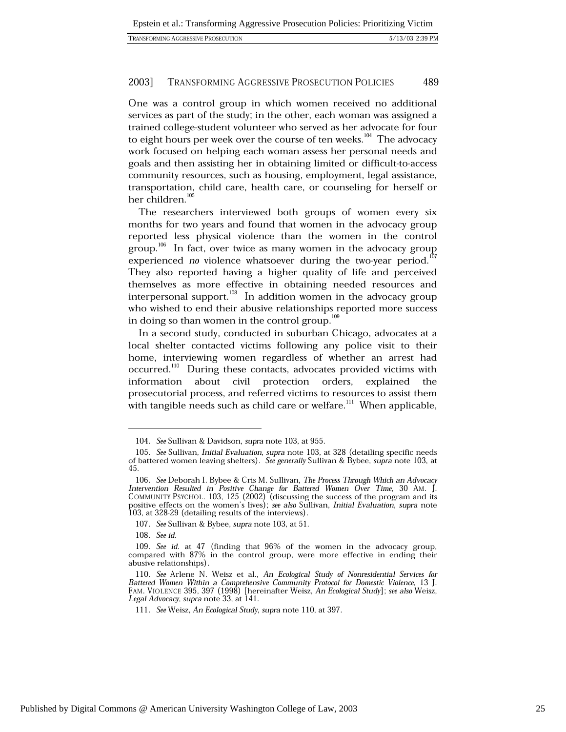One was a control group in which women received no additional services as part of the study; in the other, each woman was assigned a trained college-student volunteer who served as her advocate for four to eight hours per week over the course of ten weeks.[104] The advocacy work focused on helping each woman assess her personal needs and goals and then assisting her in obtaining limited or difficult-to-access community resources, such as housing, employment, legal assistance, transportation, child care, health care, or counseling for herself or her children.[105]

The researchers interviewed both groups of women every six months for two years and found that women in the advocacy group reported less physical violence than the women in the control group.[106] In fact, over twice as many women in the advocacy group experienced *no* violence whatsoever during the two-year period.[107] They also reported having a higher quality of life and perceived themselves as more effective in obtaining needed resources and interpersonal support.[108] In addition women in the advocacy group who wished to end their abusive relationships reported more success in doing so than women in the control group.[109]

In a second study, conducted in suburban Chicago, advocates at a local shelter contacted victims following any police visit to their home, interviewing women regardless of whether an arrest had occurred.[110] During these contacts, advocates provided victims with information about civil protection orders, explained the prosecutorial process, and referred victims to resources to assist them with tangible needs such as child care or welfare.[111] When applicable,

---

104. *See* Sullivan & Davidson, *supra* note 103, at 955.

105. *See* Sullivan, *Initial Evaluation*, *supra* note 103, at 328 (detailing specific needs of battered women leaving shelters). *See generally* Sullivan & Bybee, *supra* note 103, at 45.

106. *See* Deborah I. Bybee & Cris M. Sullivan, *The Process Through Which an Advocacy Intervention Resulted in Positive Change for Battered Women Over Time*, 30 AM. J. COMMUNITY PSYCHOL. 103, 125 (2002) (discussing the success of the program and its positive effects on the women's lives); *see also* Sullivan, *Initial Evaluation*, *supra* note 103, at 328-29 (detailing results of the interviews).

107. *See* Sullivan & Bybee, *supra* note 103, at 51.

108. *See id.*

109. *See id.* at 47 (finding that 96% of the women in the advocacy group, compared with 87% in the control group, were more effective in ending their abusive relationships).

110. *See* Arlene N. Weisz et al., *An Ecological Study of Nonresidential Services for Battered Women Within a Comprehensive Community Protocol for Domestic Violence*, 13 J. FAM. VIOLENCE 395, 397 (1998) [hereinafter Weisz, *An Ecological Study*]; *see also* Weisz, *Legal Advocacy*, *supra* note 33, at 141.

111. *See* Weisz, *An Ecological Study*, *supra* note 110, at 397.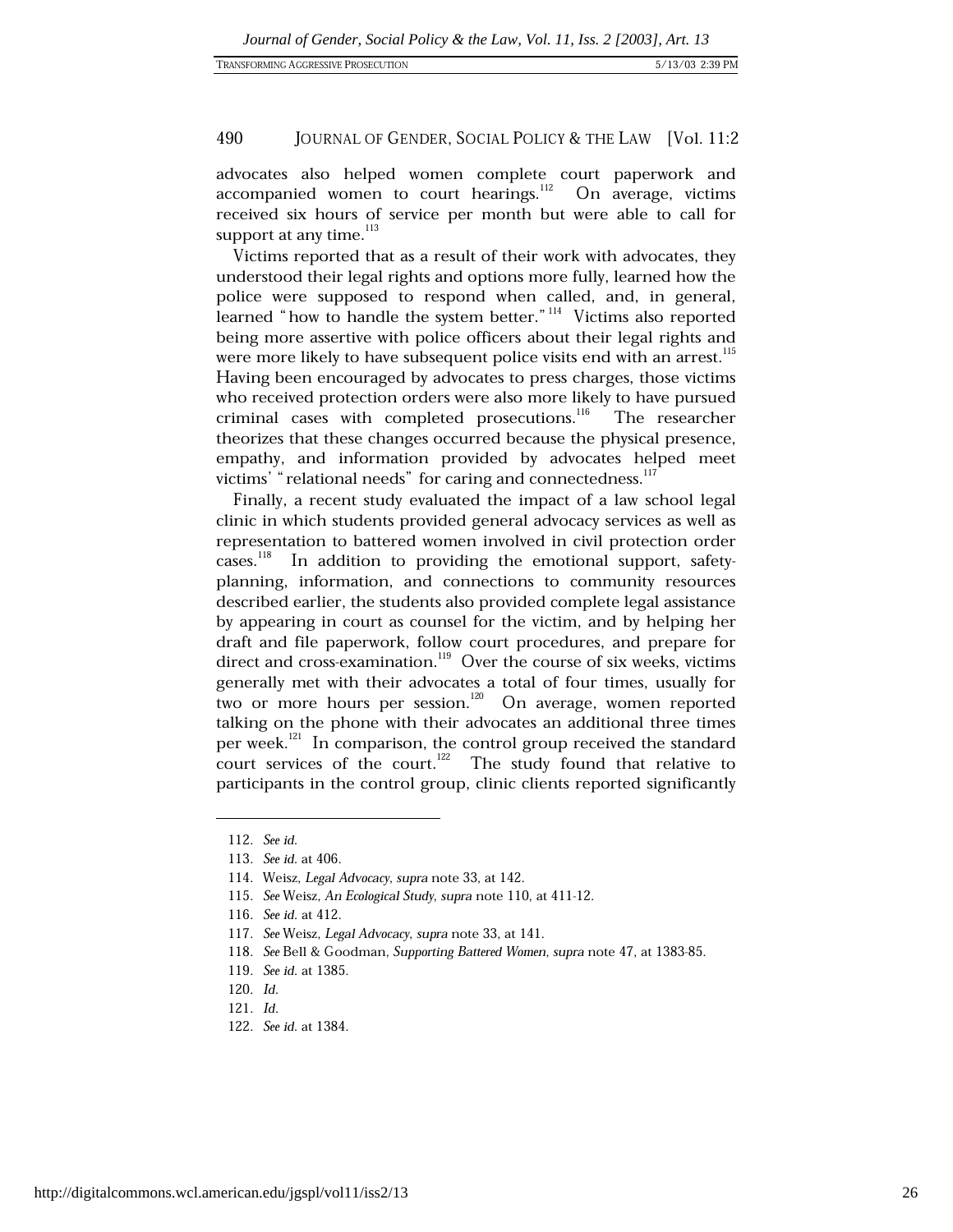advocates also helped women complete court paperwork and accompanied women to court hearings.[112] On average, victims received six hours of service per month but were able to call for support at any time.[113]

Victims reported that as a result of their work with advocates, they understood their legal rights and options more fully, learned how the police were supposed to respond when called, and, in general, learned "how to handle the system better."[114] Victims also reported being more assertive with police officers about their legal rights and were more likely to have subsequent police visits end with an arrest.[115] Having been encouraged by advocates to press charges, those victims who received protection orders were also more likely to have pursued criminal cases with completed prosecutions.[116] The researcher theorizes that these changes occurred because the physical presence, empathy, and information provided by advocates helped meet victims' "relational needs" for caring and connectedness.[117]

Finally, a recent study evaluated the impact of a law school legal clinic in which students provided general advocacy services as well as representation to battered women involved in civil protection order cases.[118] In addition to providing the emotional support, safety-planning, information, and connections to community resources described earlier, the students also provided complete legal assistance by appearing in court as counsel for the victim, and by helping her draft and file paperwork, follow court procedures, and prepare for direct and cross-examination.[119] Over the course of six weeks, victims generally met with their advocates a total of four times, usually for two or more hours per session.[120] On average, women reported talking on the phone with their advocates an additional three times per week.[121] In comparison, the control group received the standard court services of the court.[122] The study found that relative to participants in the control group, clinic clients reported significantly

---

112. *See id.*

113. *See id.* at 406.

114. Weisz, *Legal Advocacy*, *supra* note 33, at 142.

115. *See* Weisz, *An Ecological Study*, *supra* note 110, at 411-12.

116. *See id.* at 412.

117. *See* Weisz, *Legal Advocacy*, *supra* note 33, at 141.

118. *See* Bell & Goodman, *Supporting Battered Women*, *supra* note 47, at 1383-85.

119. *See id.* at 1385.

120. *Id.*

121. *Id.*

122. *See id.* at 1384.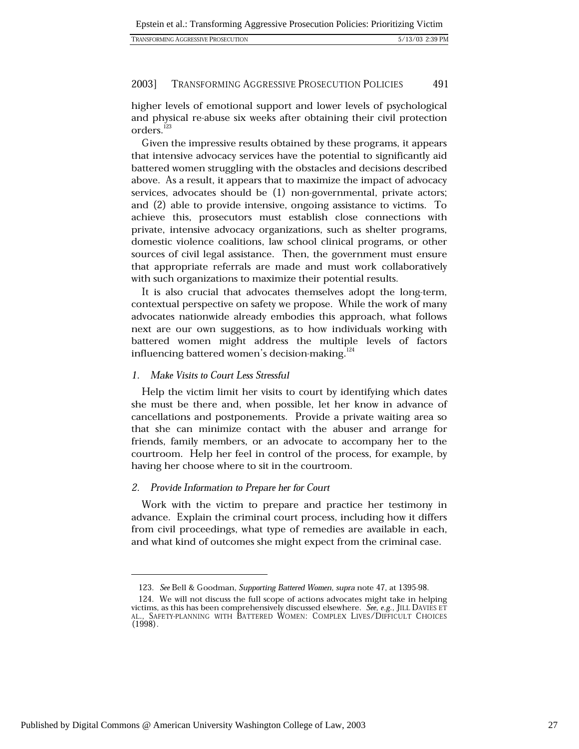higher levels of emotional support and lower levels of psychological and physical re-abuse six weeks after obtaining their civil protection orders.[123]

Given the impressive results obtained by these programs, it appears that intensive advocacy services have the potential to significantly aid battered women struggling with the obstacles and decisions described above. As a result, it appears that to maximize the impact of advocacy services, advocates should be (1) non-governmental, private actors; and (2) able to provide intensive, ongoing assistance to victims. To achieve this, prosecutors must establish close connections with private, intensive advocacy organizations, such as shelter programs, domestic violence coalitions, law school clinical programs, or other sources of civil legal assistance. Then, the government must ensure that appropriate referrals are made and must work collaboratively with such organizations to maximize their potential results.

It is also crucial that advocates themselves adopt the long-term, contextual perspective on safety we propose. While the work of many advocates nationwide already embodies this approach, what follows next are our own suggestions, as to how individuals working with battered women might address the multiple levels of factors influencing battered women's decision-making.[124]

### 1. *Make Visits to Court Less Stressful*

Help the victim limit her visits to court by identifying which dates she must be there and, when possible, let her know in advance of cancellations and postponements. Provide a private waiting area so that she can minimize contact with the abuser and arrange for friends, family members, or an advocate to accompany her to the courtroom. Help her feel in control of the process, for example, by having her choose where to sit in the courtroom.

### 2. *Provide Information to Prepare her for Court*

Work with the victim to prepare and practice her testimony in advance. Explain the criminal court process, including how it differs from civil proceedings, what type of remedies are available in each, and what kind of outcomes she might expect from the criminal case.

---

123. *See* Bell & Goodman, *Supporting Battered Women*, *supra* note 47, at 1395-98.

124. We will not discuss the full scope of actions advocates might take in helping victims, as this has been comprehensively discussed elsewhere. *See, e.g.*, JILL DAVIES ET AL., SAFETY-PLANNING WITH BATTERED WOMEN: COMPLEX LIVES/DIFFICULT CHOICES (1998).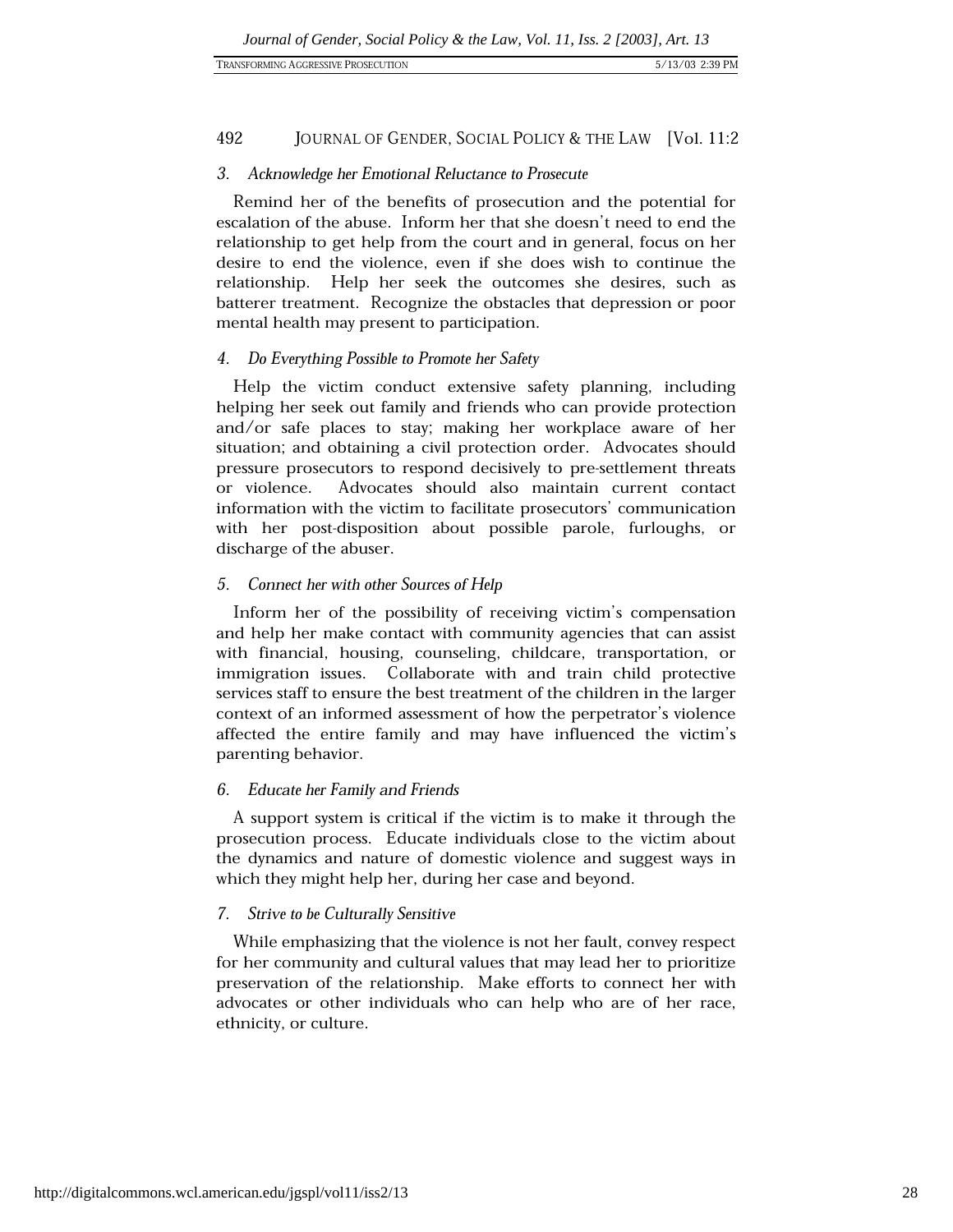### *3. Acknowledge her Emotional Reluctance to Prosecute*

Remind her of the benefits of prosecution and the potential for escalation of the abuse. Inform her that she doesn't need to end the relationship to get help from the court and in general, focus on her desire to end the violence, even if she does wish to continue the relationship. Help her seek the outcomes she desires, such as batterer treatment. Recognize the obstacles that depression or poor mental health may present to participation.

### *4. Do Everything Possible to Promote her Safety*

Help the victim conduct extensive safety planning, including helping her seek out family and friends who can provide protection and/or safe places to stay; making her workplace aware of her situation; and obtaining a civil protection order. Advocates should pressure prosecutors to respond decisively to pre-settlement threats or violence. Advocates should also maintain current contact information with the victim to facilitate prosecutors' communication with her post-disposition about possible parole, furloughs, or discharge of the abuser.

### *5. Connect her with other Sources of Help*

Inform her of the possibility of receiving victim's compensation and help her make contact with community agencies that can assist with financial, housing, counseling, childcare, transportation, or immigration issues. Collaborate with and train child protective services staff to ensure the best treatment of the children in the larger context of an informed assessment of how the perpetrator's violence affected the entire family and may have influenced the victim's parenting behavior.

### *6. Educate her Family and Friends*

A support system is critical if the victim is to make it through the prosecution process. Educate individuals close to the victim about the dynamics and nature of domestic violence and suggest ways in which they might help her, during her case and beyond.

### *7. Strive to be Culturally Sensitive*

While emphasizing that the violence is not her fault, convey respect for her community and cultural values that may lead her to prioritize preservation of the relationship. Make efforts to connect her with advocates or other individuals who can help who are of her race, ethnicity, or culture.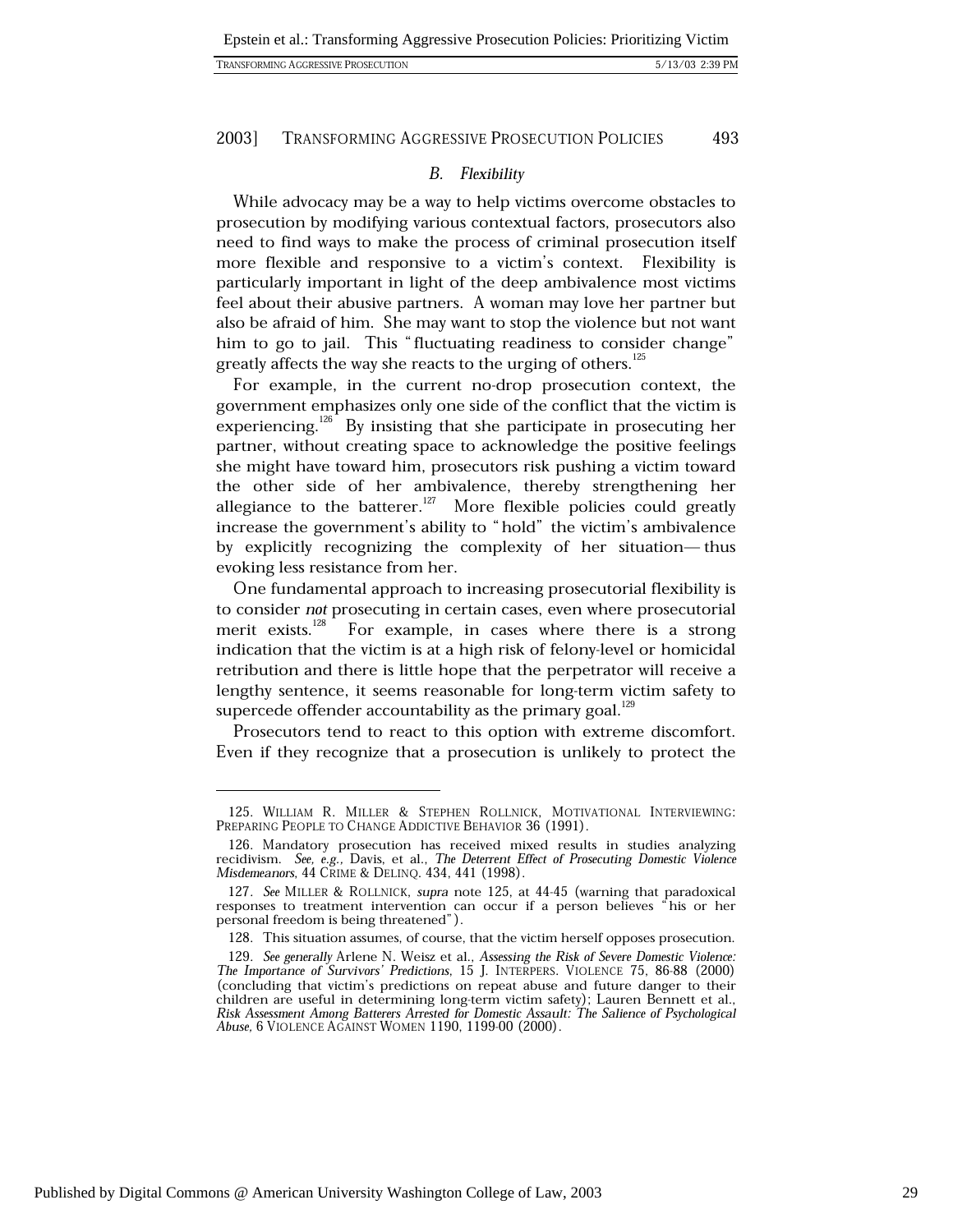### *B. Flexibility*

While advocacy may be a way to help victims overcome obstacles to prosecution by modifying various contextual factors, prosecutors also need to find ways to make the process of criminal prosecution itself more flexible and responsive to a victim's context. Flexibility is particularly important in light of the deep ambivalence most victims feel about their abusive partners. A woman may love her partner but also be afraid of him. She may want to stop the violence but not want him to go to jail. This "fluctuating readiness to consider change" greatly affects the way she reacts to the urging of others.[125]

For example, in the current no-drop prosecution context, the government emphasizes only one side of the conflict that the victim is experiencing.[126] By insisting that she participate in prosecuting her partner, without creating space to acknowledge the positive feelings she might have toward him, prosecutors risk pushing a victim toward the other side of her ambivalence, thereby strengthening her allegiance to the batterer.[127] More flexible policies could greatly increase the government's ability to "hold" the victim's ambivalence by explicitly recognizing the complexity of her situation—thus evoking less resistance from her.

One fundamental approach to increasing prosecutorial flexibility is to consider *not* prosecuting in certain cases, even where prosecutorial merit exists.[128] For example, in cases where there is a strong indication that the victim is at a high risk of felony-level or homicidal retribution and there is little hope that the perpetrator will receive a lengthy sentence, it seems reasonable for long-term victim safety to supercede offender accountability as the primary goal.[129]

Prosecutors tend to react to this option with extreme discomfort. Even if they recognize that a prosecution is unlikely to protect the

---

125. WILLIAM R. MILLER & STEPHEN ROLLNICK, MOTIVATIONAL INTERVIEWING: PREPARING PEOPLE TO CHANGE ADDICTIVE BEHAVIOR 36 (1991).

126. Mandatory prosecution has received mixed results in studies analyzing recidivism. *See, e.g.*, Davis, et al., *The Deterrent Effect of Prosecuting Domestic Violence Misdemeanors*, 44 CRIME & DELINQ. 434, 441 (1998).

127. *See* MILLER & ROLLNICK, *supra* note 125, at 44-45 (warning that paradoxical responses to treatment intervention can occur if a person believes "his or her personal freedom is being threatened").

128. This situation assumes, of course, that the victim herself opposes prosecution.

129. *See generally* Arlene N. Weisz et al., *Assessing the Risk of Severe Domestic Violence: The Importance of Survivors' Predictions*, 15 J. INTERPERS. VIOLENCE 75, 86-88 (2000) (concluding that victim's predictions on repeat abuse and future danger to their children are useful in determining long-term victim safety); Lauren Bennett et al., *Risk Assessment Among Batterers Arrested for Domestic Assault: The Salience of Psychological Abuse*, 6 VIOLENCE AGAINST WOMEN 1190, 1199-00 (2000).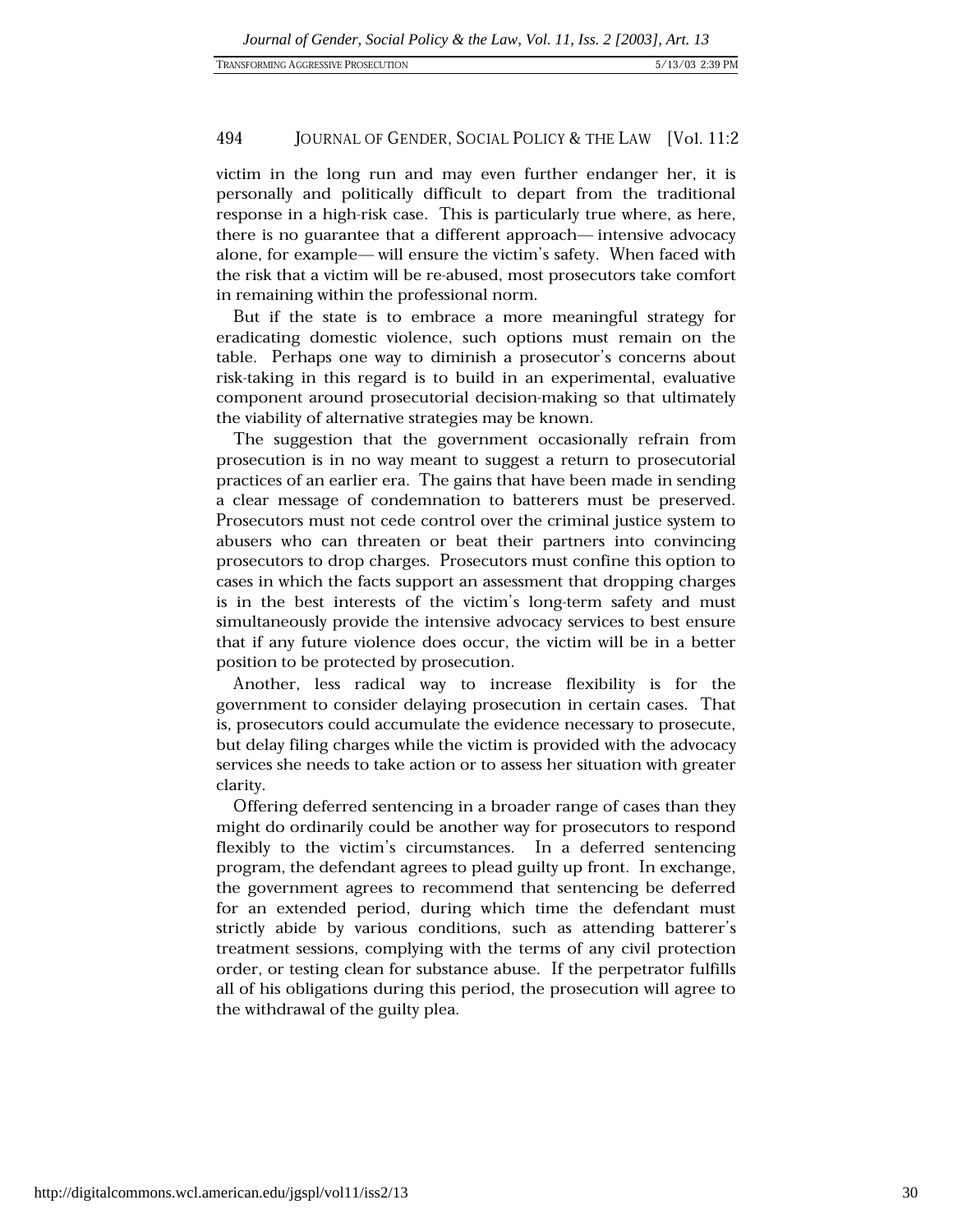victim in the long run and may even further endanger her, it is personally and politically difficult to depart from the traditional response in a high-risk case. This is particularly true where, as here, there is no guarantee that a different approach— intensive advocacy alone, for example— will ensure the victim's safety. When faced with the risk that a victim will be re-abused, most prosecutors take comfort in remaining within the professional norm.

But if the state is to embrace a more meaningful strategy for eradicating domestic violence, such options must remain on the table. Perhaps one way to diminish a prosecutor's concerns about risk-taking in this regard is to build in an experimental, evaluative component around prosecutorial decision-making so that ultimately the viability of alternative strategies may be known.

The suggestion that the government occasionally refrain from prosecution is in no way meant to suggest a return to prosecutorial practices of an earlier era. The gains that have been made in sending a clear message of condemnation to batterers must be preserved. Prosecutors must not cede control over the criminal justice system to abusers who can threaten or beat their partners into convincing prosecutors to drop charges. Prosecutors must confine this option to cases in which the facts support an assessment that dropping charges is in the best interests of the victim's long-term safety and must simultaneously provide the intensive advocacy services to best ensure that if any future violence does occur, the victim will be in a better position to be protected by prosecution.

Another, less radical way to increase flexibility is for the government to consider delaying prosecution in certain cases. That is, prosecutors could accumulate the evidence necessary to prosecute, but delay filing charges while the victim is provided with the advocacy services she needs to take action or to assess her situation with greater clarity.

Offering deferred sentencing in a broader range of cases than they might do ordinarily could be another way for prosecutors to respond flexibly to the victim's circumstances. In a deferred sentencing program, the defendant agrees to plead guilty up front. In exchange, the government agrees to recommend that sentencing be deferred for an extended period, during which time the defendant must strictly abide by various conditions, such as attending batterer's treatment sessions, complying with the terms of any civil protection order, or testing clean for substance abuse. If the perpetrator fulfills all of his obligations during this period, the prosecution will agree to the withdrawal of the guilty plea.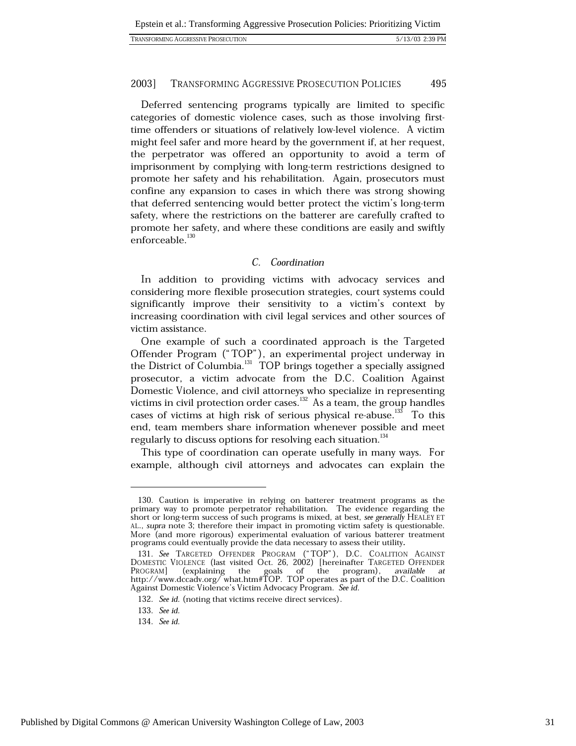Deferred sentencing programs typically are limited to specific categories of domestic violence cases, such as those involving first-time offenders or situations of relatively low-level violence. A victim might feel safer and more heard by the government if, at her request, the perpetrator was offered an opportunity to avoid a term of imprisonment by complying with long-term restrictions designed to promote her safety and his rehabilitation. Again, prosecutors must confine any expansion to cases in which there was strong showing that deferred sentencing would better protect the victim's long-term safety, where the restrictions on the batterer are carefully crafted to promote her safety, and where these conditions are easily and swiftly enforceable.[130]

### *C. Coordination*

In addition to providing victims with advocacy services and considering more flexible prosecution strategies, court systems could significantly improve their sensitivity to a victim's context by increasing coordination with civil legal services and other sources of victim assistance.

One example of such a coordinated approach is the Targeted Offender Program ("TOP"), an experimental project underway in the District of Columbia.[131] TOP brings together a specially assigned prosecutor, a victim advocate from the D.C. Coalition Against Domestic Violence, and civil attorneys who specialize in representing victims in civil protection order cases.[132] As a team, the group handles cases of victims at high risk of serious physical re-abuse.[133] To this end, team members share information whenever possible and meet regularly to discuss options for resolving each situation.[134]

This type of coordination can operate usefully in many ways. For example, although civil attorneys and advocates can explain the

---

130. Caution is imperative in relying on batterer treatment programs as the primary way to promote perpetrator rehabilitation. The evidence regarding the short or long-term success of such programs is mixed, at best, *see generally* HEALEY ET AL., *supra* note 3; therefore their impact in promoting victim safety is questionable. More (and more rigorous) experimental evaluation of various batterer treatment programs could eventually provide the data necessary to assess their utility.

131. *See* TARGETED OFFENDER PROGRAM ("TOP"), D.C. COALITION AGAINST DOMESTIC VIOLENCE (last visited Oct. 26, 2002) [hereinafter TARGETED OFFENDER PROGRAM] (explaining the goals of the program), *available at* http://www.dccadv.org/what.htm#TOP. TOP operates as part of the D.C. Coalition Against Domestic Violence's Victim Advocacy Program. *See id.*

132. *See id.* (noting that victims receive direct services).

133. *See id.*

134. *See id.*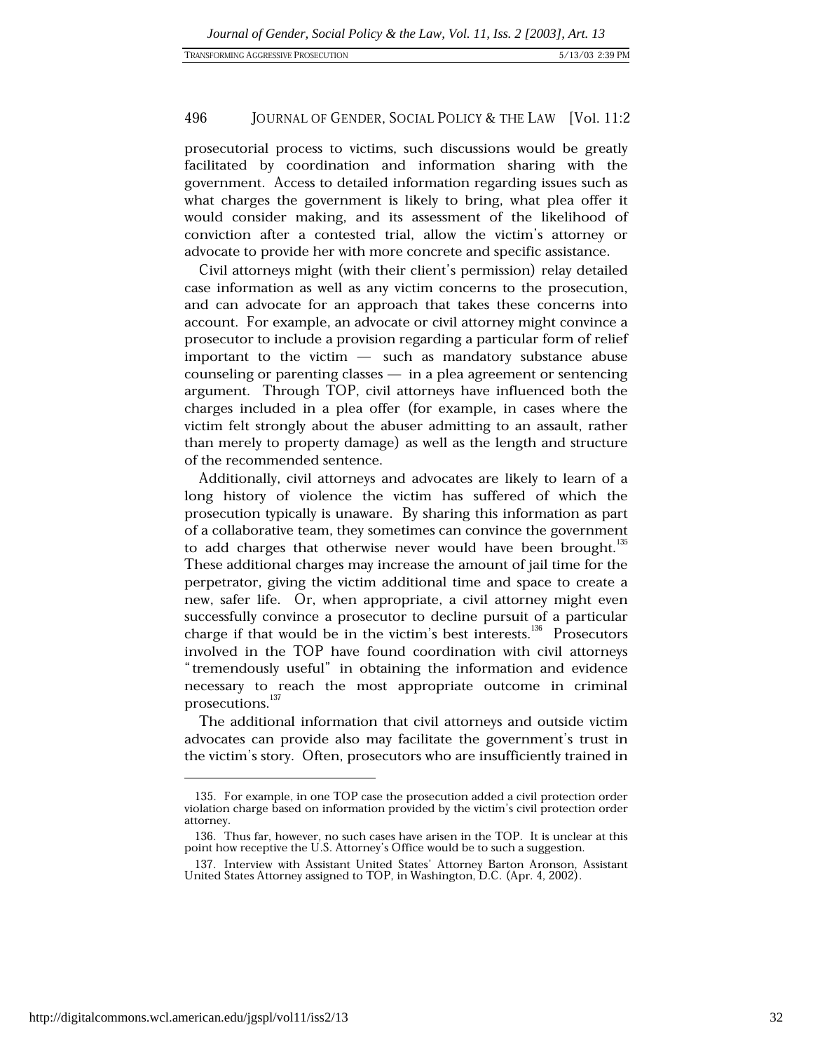prosecutorial process to victims, such discussions would be greatly facilitated by coordination and information sharing with the government. Access to detailed information regarding issues such as what charges the government is likely to bring, what plea offer it would consider making, and its assessment of the likelihood of conviction after a contested trial, allow the victim's attorney or advocate to provide her with more concrete and specific assistance.

Civil attorneys might (with their client's permission) relay detailed case information as well as any victim concerns to the prosecution, and can advocate for an approach that takes these concerns into account. For example, an advocate or civil attorney might convince a prosecutor to include a provision regarding a particular form of relief important to the victim — such as mandatory substance abuse counseling or parenting classes — in a plea agreement or sentencing argument. Through TOP, civil attorneys have influenced both the charges included in a plea offer (for example, in cases where the victim felt strongly about the abuser admitting to an assault, rather than merely to property damage) as well as the length and structure of the recommended sentence.

Additionally, civil attorneys and advocates are likely to learn of a long history of violence the victim has suffered of which the prosecution typically is unaware. By sharing this information as part of a collaborative team, they sometimes can convince the government to add charges that otherwise never would have been brought.[135] These additional charges may increase the amount of jail time for the perpetrator, giving the victim additional time and space to create a new, safer life. Or, when appropriate, a civil attorney might even successfully convince a prosecutor to decline pursuit of a particular charge if that would be in the victim's best interests.[136] Prosecutors involved in the TOP have found coordination with civil attorneys "tremendously useful" in obtaining the information and evidence necessary to reach the most appropriate outcome in criminal prosecutions.[137]

The additional information that civil attorneys and outside victim advocates can provide also may facilitate the government's trust in the victim's story. Often, prosecutors who are insufficiently trained in

---

135. For example, in one TOP case the prosecution added a civil protection order violation charge based on information provided by the victim's civil protection order attorney.

136. Thus far, however, no such cases have arisen in the TOP. It is unclear at this point how receptive the U.S. Attorney's Office would be to such a suggestion.

137. Interview with Assistant United States' Attorney Barton Aronson, Assistant United States Attorney assigned to TOP, in Washington, D.C. (Apr. 4, 2002).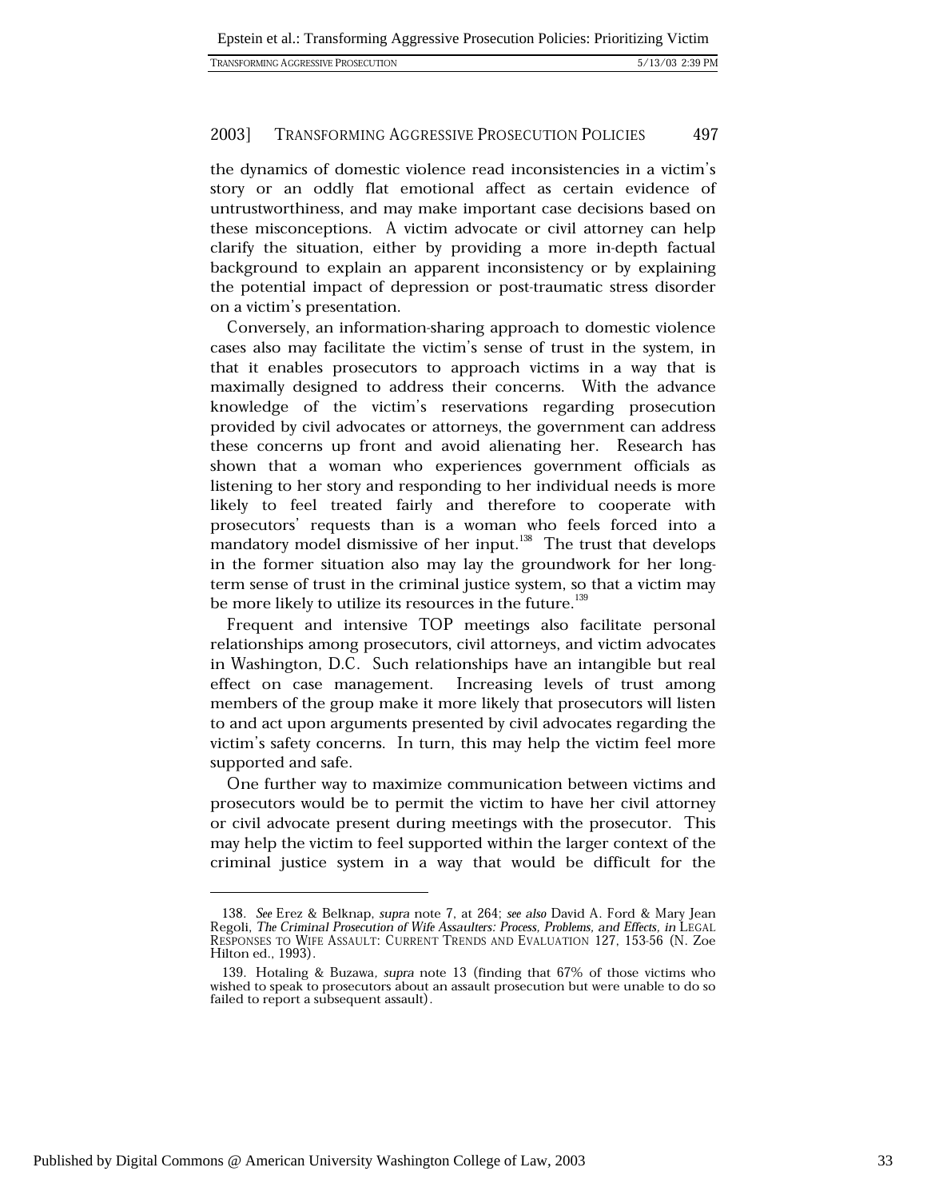the dynamics of domestic violence read inconsistencies in a victim's story or an oddly flat emotional affect as certain evidence of untrustworthiness, and may make important case decisions based on these misconceptions. A victim advocate or civil attorney can help clarify the situation, either by providing a more in-depth factual background to explain an apparent inconsistency or by explaining the potential impact of depression or post-traumatic stress disorder on a victim's presentation.

Conversely, an information-sharing approach to domestic violence cases also may facilitate the victim's sense of trust in the system, in that it enables prosecutors to approach victims in a way that is maximally designed to address their concerns. With the advance knowledge of the victim's reservations regarding prosecution provided by civil advocates or attorneys, the government can address these concerns up front and avoid alienating her. Research has shown that a woman who experiences government officials as listening to her story and responding to her individual needs is more likely to feel treated fairly and therefore to cooperate with prosecutors' requests than is a woman who feels forced into a mandatory model dismissive of her input.[138] The trust that develops in the former situation also may lay the groundwork for her long-term sense of trust in the criminal justice system, so that a victim may be more likely to utilize its resources in the future.[139]

Frequent and intensive TOP meetings also facilitate personal relationships among prosecutors, civil attorneys, and victim advocates in Washington, D.C. Such relationships have an intangible but real effect on case management. Increasing levels of trust among members of the group make it more likely that prosecutors will listen to and act upon arguments presented by civil advocates regarding the victim's safety concerns. In turn, this may help the victim feel more supported and safe.

One further way to maximize communication between victims and prosecutors would be to permit the victim to have her civil attorney or civil advocate present during meetings with the prosecutor. This may help the victim to feel supported within the larger context of the criminal justice system in a way that would be difficult for the

---

138. *See* Erez & Belknap, *supra* note 7, at 264; *see also* David A. Ford & Mary Jean Regoli, *The Criminal Prosecution of Wife Assaulters: Process, Problems, and Effects*, *in* LEGAL RESPONSES TO WIFE ASSAULT: CURRENT TRENDS AND EVALUATION 127, 153-56 (N. Zoe Hilton ed., 1993).

139. Hotaling & Buzawa, *supra* note 13 (finding that 67% of those victims who wished to speak to prosecutors about an assault prosecution but were unable to do so failed to report a subsequent assault).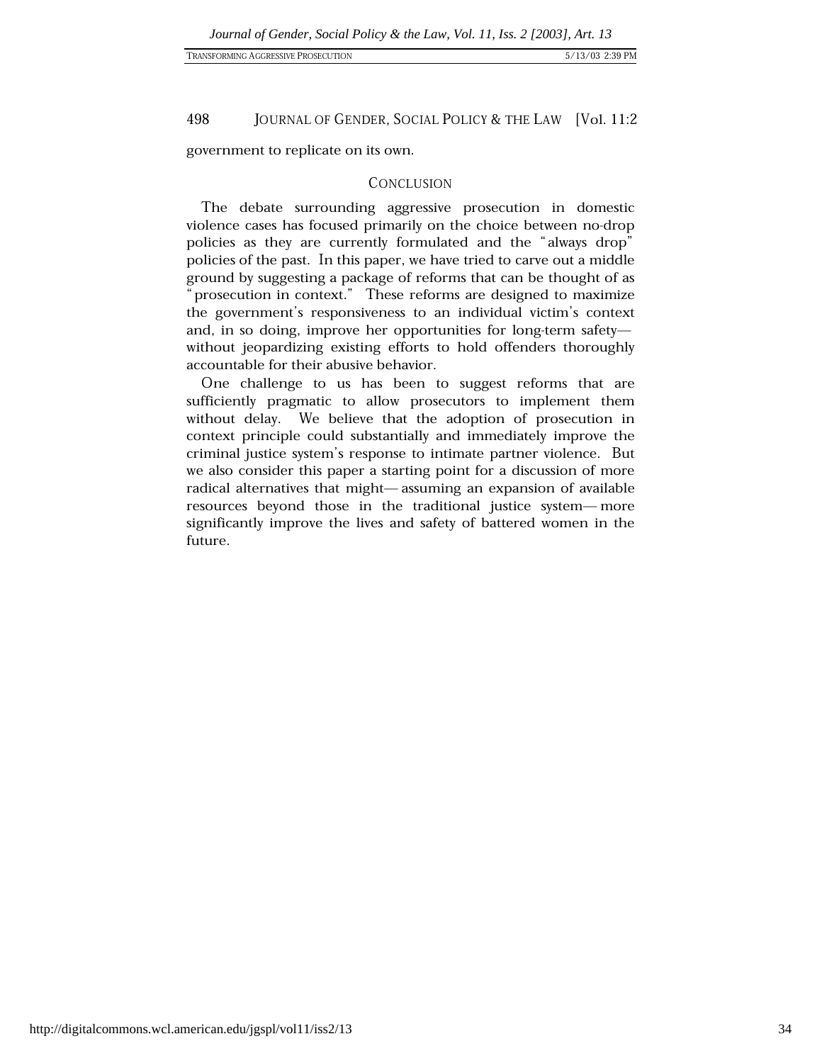government to replicate on its own.

## CONCLUSION

The debate surrounding aggressive prosecution in domestic violence cases has focused primarily on the choice between no-drop policies as they are currently formulated and the "always drop" policies of the past. In this paper, we have tried to carve out a middle ground by suggesting a package of reforms that can be thought of as "prosecution in context." These reforms are designed to maximize the government's responsiveness to an individual victim's context and, in so doing, improve her opportunities for long-term safety—without jeopardizing existing efforts to hold offenders thoroughly accountable for their abusive behavior.

One challenge to us has been to suggest reforms that are sufficiently pragmatic to allow prosecutors to implement them without delay. We believe that the adoption of prosecution in context principle could substantially and immediately improve the criminal justice system's response to intimate partner violence. But we also consider this paper a starting point for a discussion of more radical alternatives that might—assuming an expansion of available resources beyond those in the traditional justice system—more significantly improve the lives and safety of battered women in the future.